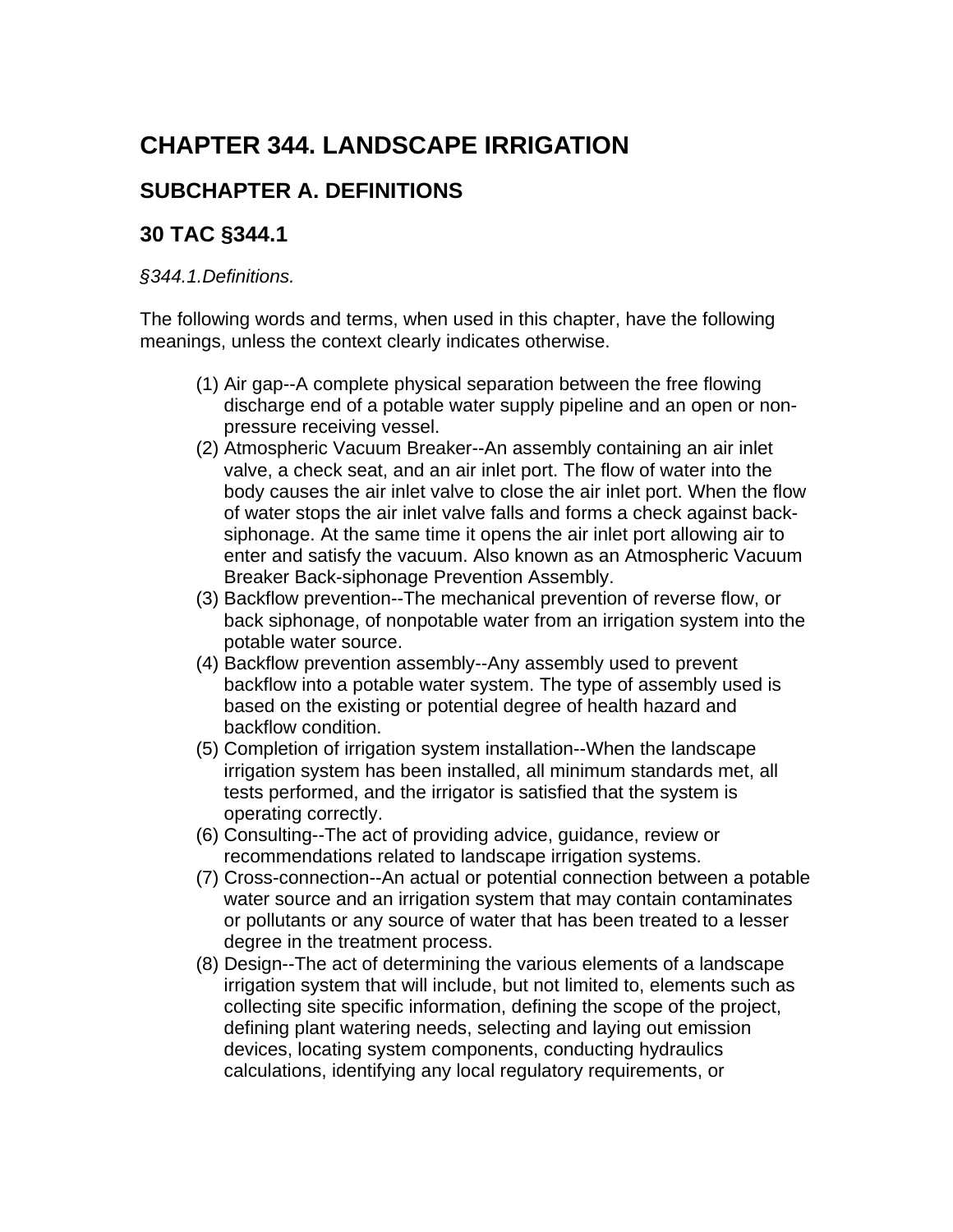# CHAPTER 344. LANDSCAPE IRRIGATION

## SUBCHAPTER A. DEFINITIONS

## 30 TAC §344.1

*§344.1.Definitions.*

The following words and terms, when used in this chapter, have the following meanings, unless the context clearly indicates otherwise.

(1) Air gap--A complete physical separation between the free flowing discharge end of a potable water supply pipeline and an open or non-pressure receiving vessel.

(2) Atmospheric Vacuum Breaker--An assembly containing an air inlet valve, a check seat, and an air inlet port. The flow of water into the body causes the air inlet valve to close the air inlet port. When the flow of water stops the air inlet valve falls and forms a check against back-siphonage. At the same time it opens the air inlet port allowing air to enter and satisfy the vacuum. Also known as an Atmospheric Vacuum Breaker Back-siphonage Prevention Assembly.

(3) Backflow prevention--The mechanical prevention of reverse flow, or back siphonage, of nonpotable water from an irrigation system into the potable water source.

(4) Backflow prevention assembly--Any assembly used to prevent backflow into a potable water system. The type of assembly used is based on the existing or potential degree of health hazard and backflow condition.

(5) Completion of irrigation system installation--When the landscape irrigation system has been installed, all minimum standards met, all tests performed, and the irrigator is satisfied that the system is operating correctly.

(6) Consulting--The act of providing advice, guidance, review or recommendations related to landscape irrigation systems.

(7) Cross-connection--An actual or potential connection between a potable water source and an irrigation system that may contain contaminates or pollutants or any source of water that has been treated to a lesser degree in the treatment process.

(8) Design--The act of determining the various elements of a landscape irrigation system that will include, but not limited to, elements such as collecting site specific information, defining the scope of the project, defining plant watering needs, selecting and laying out emission devices, locating system components, conducting hydraulics calculations, identifying any local regulatory requirements, or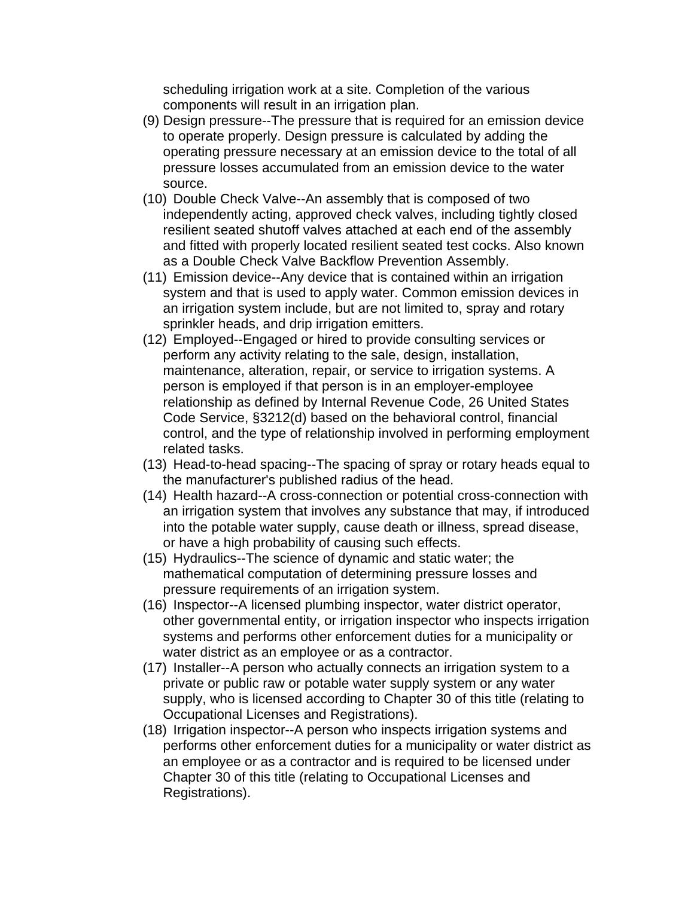scheduling irrigation work at a site. Completion of the various components will result in an irrigation plan.

(9) Design pressure--The pressure that is required for an emission device to operate properly. Design pressure is calculated by adding the operating pressure necessary at an emission device to the total of all pressure losses accumulated from an emission device to the water source.

(10) Double Check Valve--An assembly that is composed of two independently acting, approved check valves, including tightly closed resilient seated shutoff valves attached at each end of the assembly and fitted with properly located resilient seated test cocks. Also known as a Double Check Valve Backflow Prevention Assembly.

(11) Emission device--Any device that is contained within an irrigation system and that is used to apply water. Common emission devices in an irrigation system include, but are not limited to, spray and rotary sprinkler heads, and drip irrigation emitters.

(12) Employed--Engaged or hired to provide consulting services or perform any activity relating to the sale, design, installation, maintenance, alteration, repair, or service to irrigation systems. A person is employed if that person is in an employer-employee relationship as defined by Internal Revenue Code, 26 United States Code Service, §3212(d) based on the behavioral control, financial control, and the type of relationship involved in performing employment related tasks.

(13) Head-to-head spacing--The spacing of spray or rotary heads equal to the manufacturer's published radius of the head.

(14) Health hazard--A cross-connection or potential cross-connection with an irrigation system that involves any substance that may, if introduced into the potable water supply, cause death or illness, spread disease, or have a high probability of causing such effects.

(15) Hydraulics--The science of dynamic and static water; the mathematical computation of determining pressure losses and pressure requirements of an irrigation system.

(16) Inspector--A licensed plumbing inspector, water district operator, other governmental entity, or irrigation inspector who inspects irrigation systems and performs other enforcement duties for a municipality or water district as an employee or as a contractor.

(17) Installer--A person who actually connects an irrigation system to a private or public raw or potable water supply system or any water supply, who is licensed according to Chapter 30 of this title (relating to Occupational Licenses and Registrations).

(18) Irrigation inspector--A person who inspects irrigation systems and performs other enforcement duties for a municipality or water district as an employee or as a contractor and is required to be licensed under Chapter 30 of this title (relating to Occupational Licenses and Registrations).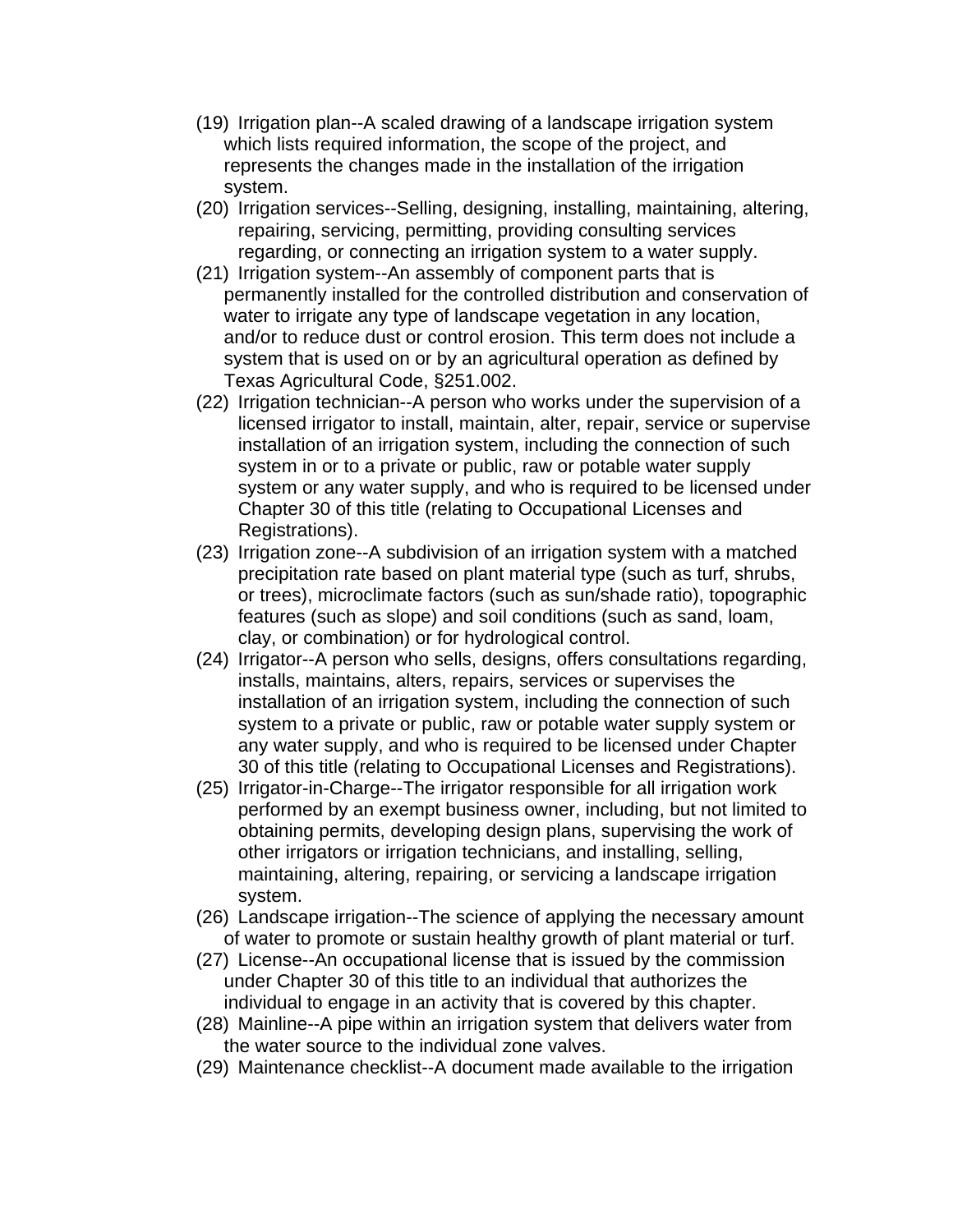(19) Irrigation plan--A scaled drawing of a landscape irrigation system which lists required information, the scope of the project, and represents the changes made in the installation of the irrigation system.

(20) Irrigation services--Selling, designing, installing, maintaining, altering, repairing, servicing, permitting, providing consulting services regarding, or connecting an irrigation system to a water supply.

(21) Irrigation system--An assembly of component parts that is permanently installed for the controlled distribution and conservation of water to irrigate any type of landscape vegetation in any location, and/or to reduce dust or control erosion. This term does not include a system that is used on or by an agricultural operation as defined by Texas Agricultural Code, §251.002.

(22) Irrigation technician--A person who works under the supervision of a licensed irrigator to install, maintain, alter, repair, service or supervise installation of an irrigation system, including the connection of such system in or to a private or public, raw or potable water supply system or any water supply, and who is required to be licensed under Chapter 30 of this title (relating to Occupational Licenses and Registrations).

(23) Irrigation zone--A subdivision of an irrigation system with a matched precipitation rate based on plant material type (such as turf, shrubs, or trees), microclimate factors (such as sun/shade ratio), topographic features (such as slope) and soil conditions (such as sand, loam, clay, or combination) or for hydrological control.

(24) Irrigator--A person who sells, designs, offers consultations regarding, installs, maintains, alters, repairs, services or supervises the installation of an irrigation system, including the connection of such system to a private or public, raw or potable water supply system or any water supply, and who is required to be licensed under Chapter 30 of this title (relating to Occupational Licenses and Registrations).

(25) Irrigator-in-Charge--The irrigator responsible for all irrigation work performed by an exempt business owner, including, but not limited to obtaining permits, developing design plans, supervising the work of other irrigators or irrigation technicians, and installing, selling, maintaining, altering, repairing, or servicing a landscape irrigation system.

(26) Landscape irrigation--The science of applying the necessary amount of water to promote or sustain healthy growth of plant material or turf.

(27) License--An occupational license that is issued by the commission under Chapter 30 of this title to an individual that authorizes the individual to engage in an activity that is covered by this chapter.

(28) Mainline--A pipe within an irrigation system that delivers water from the water source to the individual zone valves.

(29) Maintenance checklist--A document made available to the irrigation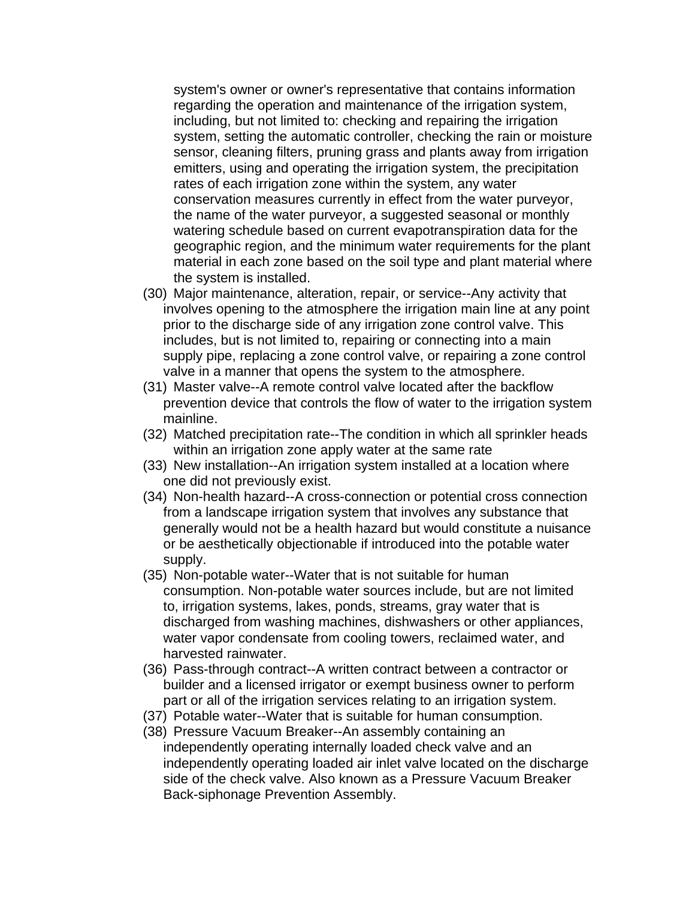system's owner or owner's representative that contains information regarding the operation and maintenance of the irrigation system, including, but not limited to: checking and repairing the irrigation system, setting the automatic controller, checking the rain or moisture sensor, cleaning filters, pruning grass and plants away from irrigation emitters, using and operating the irrigation system, the precipitation rates of each irrigation zone within the system, any water conservation measures currently in effect from the water purveyor, the name of the water purveyor, a suggested seasonal or monthly watering schedule based on current evapotranspiration data for the geographic region, and the minimum water requirements for the plant material in each zone based on the soil type and plant material where the system is installed.

(30) Major maintenance, alteration, repair, or service--Any activity that involves opening to the atmosphere the irrigation main line at any point prior to the discharge side of any irrigation zone control valve. This includes, but is not limited to, repairing or connecting into a main supply pipe, replacing a zone control valve, or repairing a zone control valve in a manner that opens the system to the atmosphere.

(31) Master valve--A remote control valve located after the backflow prevention device that controls the flow of water to the irrigation system mainline.

(32) Matched precipitation rate--The condition in which all sprinkler heads within an irrigation zone apply water at the same rate

(33) New installation--An irrigation system installed at a location where one did not previously exist.

(34) Non-health hazard--A cross-connection or potential cross connection from a landscape irrigation system that involves any substance that generally would not be a health hazard but would constitute a nuisance or be aesthetically objectionable if introduced into the potable water supply.

(35) Non-potable water--Water that is not suitable for human consumption. Non-potable water sources include, but are not limited to, irrigation systems, lakes, ponds, streams, gray water that is discharged from washing machines, dishwashers or other appliances, water vapor condensate from cooling towers, reclaimed water, and harvested rainwater.

(36) Pass-through contract--A written contract between a contractor or builder and a licensed irrigator or exempt business owner to perform part or all of the irrigation services relating to an irrigation system.

(37) Potable water--Water that is suitable for human consumption.

(38) Pressure Vacuum Breaker--An assembly containing an independently operating internally loaded check valve and an independently operating loaded air inlet valve located on the discharge side of the check valve. Also known as a Pressure Vacuum Breaker Back-siphonage Prevention Assembly.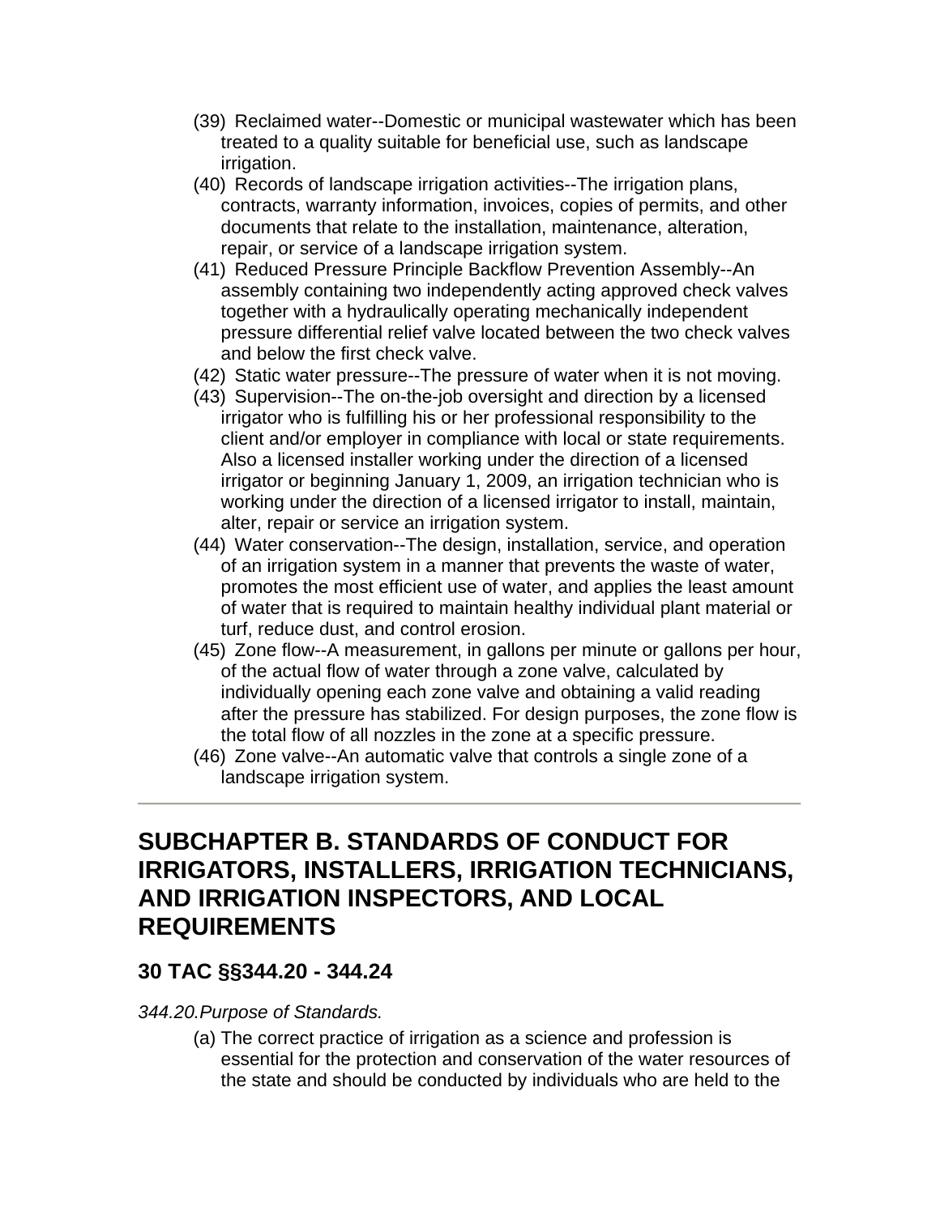(39) Reclaimed water--Domestic or municipal wastewater which has been treated to a quality suitable for beneficial use, such as landscape irrigation.

(40) Records of landscape irrigation activities--The irrigation plans, contracts, warranty information, invoices, copies of permits, and other documents that relate to the installation, maintenance, alteration, repair, or service of a landscape irrigation system.

(41) Reduced Pressure Principle Backflow Prevention Assembly--An assembly containing two independently acting approved check valves together with a hydraulically operating mechanically independent pressure differential relief valve located between the two check valves and below the first check valve.

(42) Static water pressure--The pressure of water when it is not moving.

(43) Supervision--The on-the-job oversight and direction by a licensed irrigator who is fulfilling his or her professional responsibility to the client and/or employer in compliance with local or state requirements. Also a licensed installer working under the direction of a licensed irrigator or beginning January 1, 2009, an irrigation technician who is working under the direction of a licensed irrigator to install, maintain, alter, repair or service an irrigation system.

(44) Water conservation--The design, installation, service, and operation of an irrigation system in a manner that prevents the waste of water, promotes the most efficient use of water, and applies the least amount of water that is required to maintain healthy individual plant material or turf, reduce dust, and control erosion.

(45) Zone flow--A measurement, in gallons per minute or gallons per hour, of the actual flow of water through a zone valve, calculated by individually opening each zone valve and obtaining a valid reading after the pressure has stabilized. For design purposes, the zone flow is the total flow of all nozzles in the zone at a specific pressure.

(46) Zone valve--An automatic valve that controls a single zone of a landscape irrigation system.

---

## SUBCHAPTER B. STANDARDS OF CONDUCT FOR IRRIGATORS, INSTALLERS, IRRIGATION TECHNICIANS, AND IRRIGATION INSPECTORS, AND LOCAL REQUIREMENTS

### 30 TAC §§344.20 - 344.24

*344.20.Purpose of Standards.*

(a) The correct practice of irrigation as a science and profession is essential for the protection and conservation of the water resources of the state and should be conducted by individuals who are held to the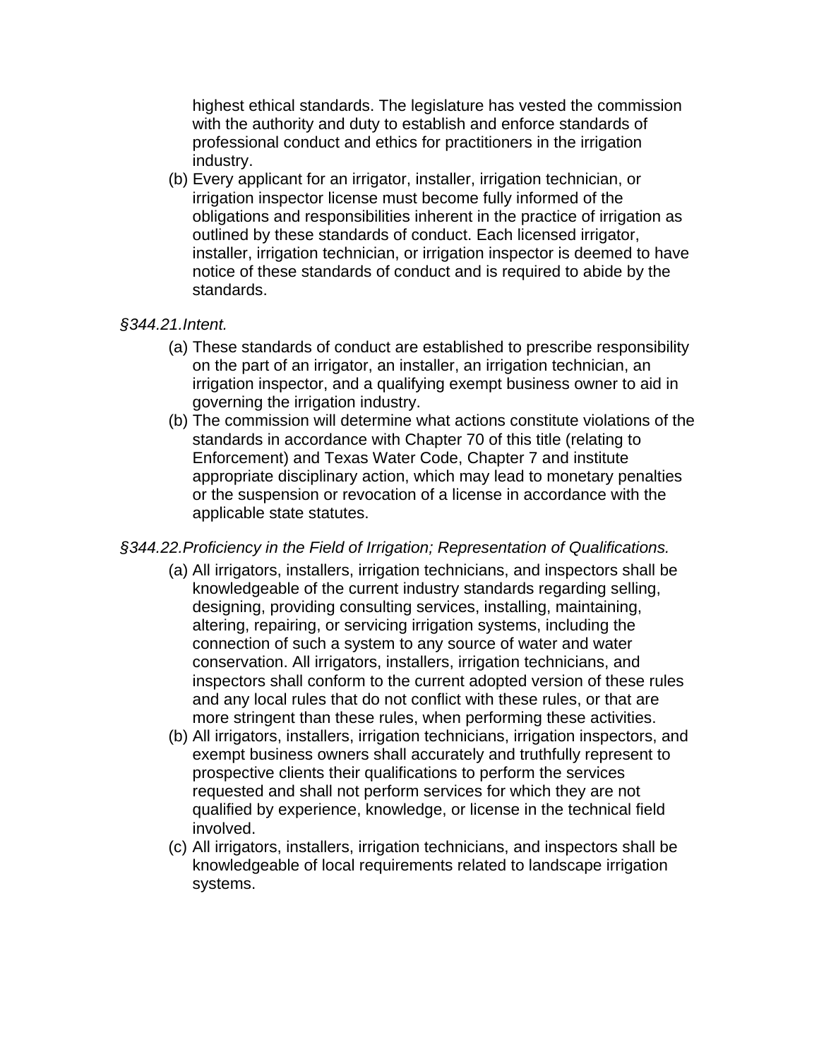highest ethical standards. The legislature has vested the commission with the authority and duty to establish and enforce standards of professional conduct and ethics for practitioners in the irrigation industry.

(b) Every applicant for an irrigator, installer, irrigation technician, or irrigation inspector license must become fully informed of the obligations and responsibilities inherent in the practice of irrigation as outlined by these standards of conduct. Each licensed irrigator, installer, irrigation technician, or irrigation inspector is deemed to have notice of these standards of conduct and is required to abide by the standards.

*§344.21.Intent.*

(a) These standards of conduct are established to prescribe responsibility on the part of an irrigator, an installer, an irrigation technician, an irrigation inspector, and a qualifying exempt business owner to aid in governing the irrigation industry.

(b) The commission will determine what actions constitute violations of the standards in accordance with Chapter 70 of this title (relating to Enforcement) and Texas Water Code, Chapter 7 and institute appropriate disciplinary action, which may lead to monetary penalties or the suspension or revocation of a license in accordance with the applicable state statutes.

*§344.22.Proficiency in the Field of Irrigation; Representation of Qualifications.*

(a) All irrigators, installers, irrigation technicians, and inspectors shall be knowledgeable of the current industry standards regarding selling, designing, providing consulting services, installing, maintaining, altering, repairing, or servicing irrigation systems, including the connection of such a system to any source of water and water conservation. All irrigators, installers, irrigation technicians, and inspectors shall conform to the current adopted version of these rules and any local rules that do not conflict with these rules, or that are more stringent than these rules, when performing these activities.

(b) All irrigators, installers, irrigation technicians, irrigation inspectors, and exempt business owners shall accurately and truthfully represent to prospective clients their qualifications to perform the services requested and shall not perform services for which they are not qualified by experience, knowledge, or license in the technical field involved.

(c) All irrigators, installers, irrigation technicians, and inspectors shall be knowledgeable of local requirements related to landscape irrigation systems.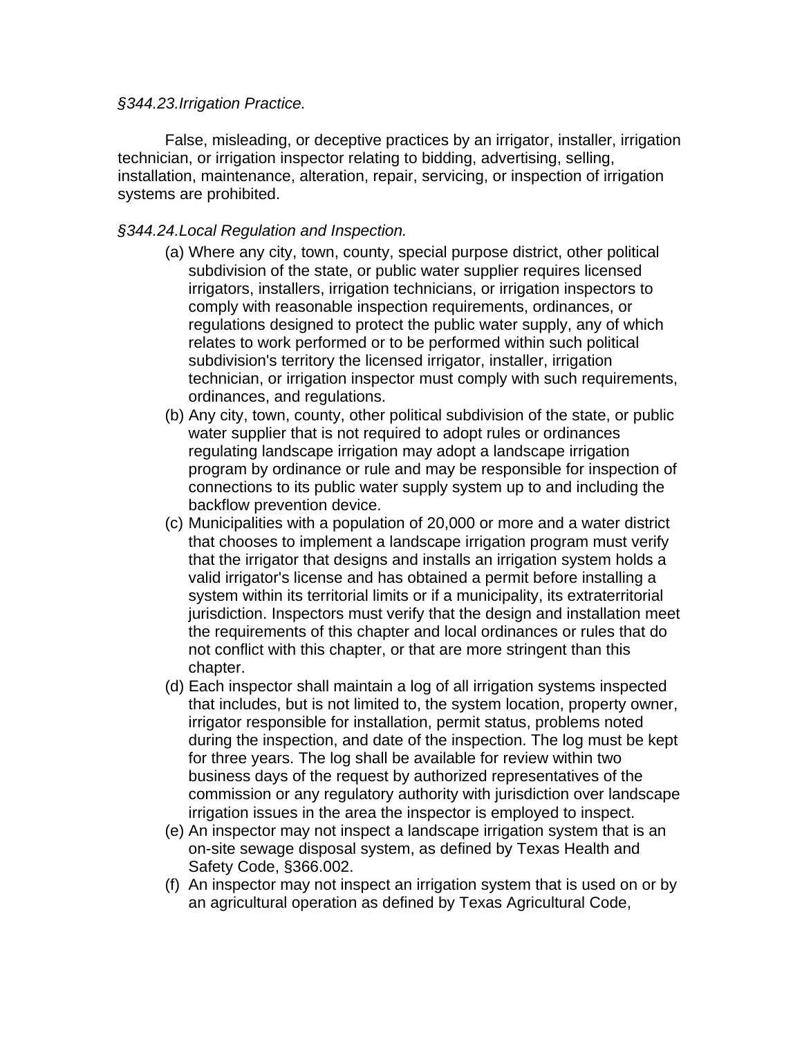*§344.23.Irrigation Practice.*

False, misleading, or deceptive practices by an irrigator, installer, irrigation technician, or irrigation inspector relating to bidding, advertising, selling, installation, maintenance, alteration, repair, servicing, or inspection of irrigation systems are prohibited.

*§344.24.Local Regulation and Inspection.*

(a) Where any city, town, county, special purpose district, other political subdivision of the state, or public water supplier requires licensed irrigators, installers, irrigation technicians, or irrigation inspectors to comply with reasonable inspection requirements, ordinances, or regulations designed to protect the public water supply, any of which relates to work performed or to be performed within such political subdivision's territory the licensed irrigator, installer, irrigation technician, or irrigation inspector must comply with such requirements, ordinances, and regulations.

(b) Any city, town, county, other political subdivision of the state, or public water supplier that is not required to adopt rules or ordinances regulating landscape irrigation may adopt a landscape irrigation program by ordinance or rule and may be responsible for inspection of connections to its public water supply system up to and including the backflow prevention device.

(c) Municipalities with a population of 20,000 or more and a water district that chooses to implement a landscape irrigation program must verify that the irrigator that designs and installs an irrigation system holds a valid irrigator's license and has obtained a permit before installing a system within its territorial limits or if a municipality, its extraterritorial jurisdiction. Inspectors must verify that the design and installation meet the requirements of this chapter and local ordinances or rules that do not conflict with this chapter, or that are more stringent than this chapter.

(d) Each inspector shall maintain a log of all irrigation systems inspected that includes, but is not limited to, the system location, property owner, irrigator responsible for installation, permit status, problems noted during the inspection, and date of the inspection. The log must be kept for three years. The log shall be available for review within two business days of the request by authorized representatives of the commission or any regulatory authority with jurisdiction over landscape irrigation issues in the area the inspector is employed to inspect.

(e) An inspector may not inspect a landscape irrigation system that is an on-site sewage disposal system, as defined by Texas Health and Safety Code, §366.002.

(f) An inspector may not inspect an irrigation system that is used on or by an agricultural operation as defined by Texas Agricultural Code,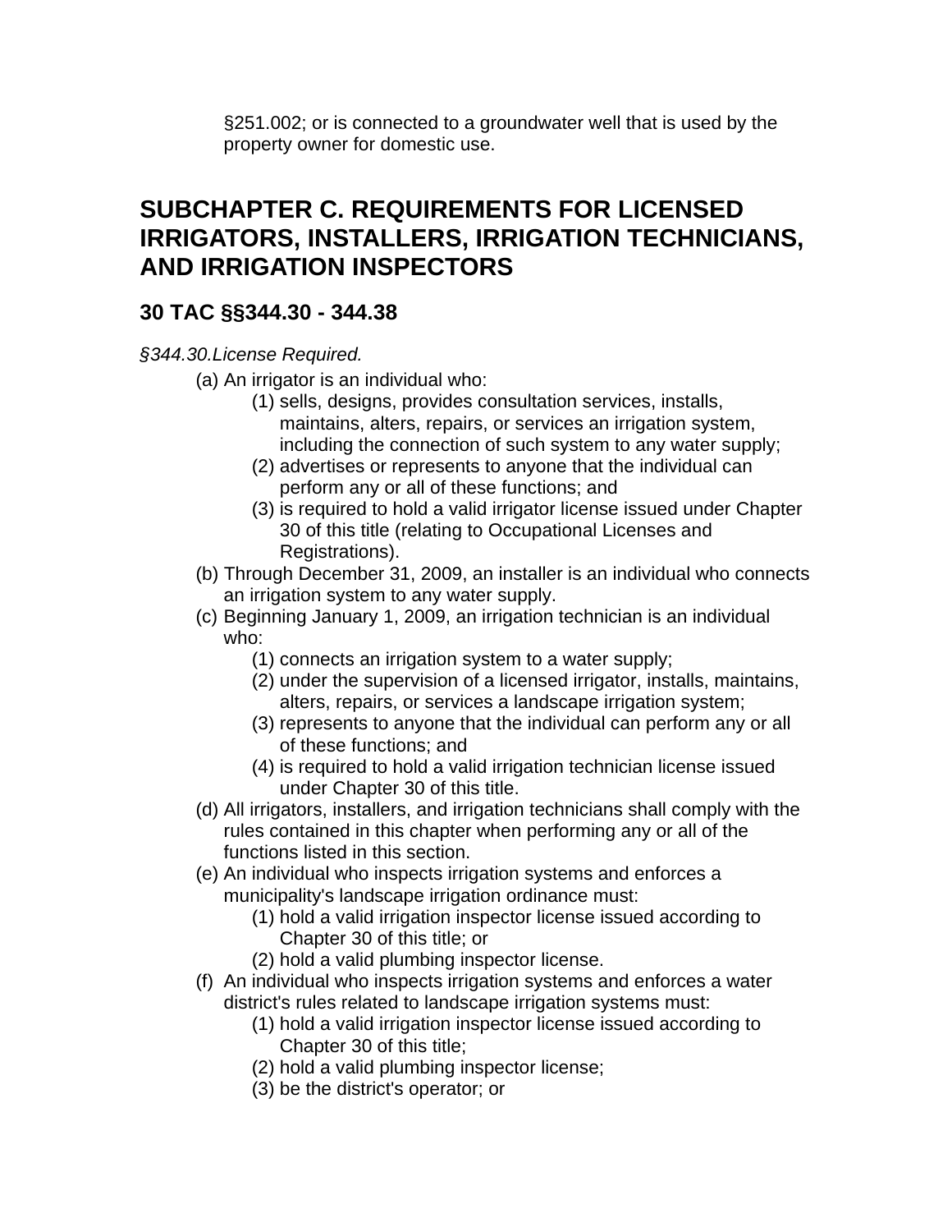§251.002; or is connected to a groundwater well that is used by the property owner for domestic use.

## SUBCHAPTER C. REQUIREMENTS FOR LICENSED IRRIGATORS, INSTALLERS, IRRIGATION TECHNICIANS, AND IRRIGATION INSPECTORS

### 30 TAC §§344.30 - 344.38

*§344.30.License Required.*

(a) An irrigator is an individual who:

  (1) sells, designs, provides consultation services, installs, maintains, alters, repairs, or services an irrigation system, including the connection of such system to any water supply;

  (2) advertises or represents to anyone that the individual can perform any or all of these functions; and

  (3) is required to hold a valid irrigator license issued under Chapter 30 of this title (relating to Occupational Licenses and Registrations).

(b) Through December 31, 2009, an installer is an individual who connects an irrigation system to any water supply.

(c) Beginning January 1, 2009, an irrigation technician is an individual who:

  (1) connects an irrigation system to a water supply;

  (2) under the supervision of a licensed irrigator, installs, maintains, alters, repairs, or services a landscape irrigation system;

  (3) represents to anyone that the individual can perform any or all of these functions; and

  (4) is required to hold a valid irrigation technician license issued under Chapter 30 of this title.

(d) All irrigators, installers, and irrigation technicians shall comply with the rules contained in this chapter when performing any or all of the functions listed in this section.

(e) An individual who inspects irrigation systems and enforces a municipality's landscape irrigation ordinance must:

  (1) hold a valid irrigation inspector license issued according to Chapter 30 of this title; or

  (2) hold a valid plumbing inspector license.

(f) An individual who inspects irrigation systems and enforces a water district's rules related to landscape irrigation systems must:

  (1) hold a valid irrigation inspector license issued according to Chapter 30 of this title;

  (2) hold a valid plumbing inspector license;

  (3) be the district's operator; or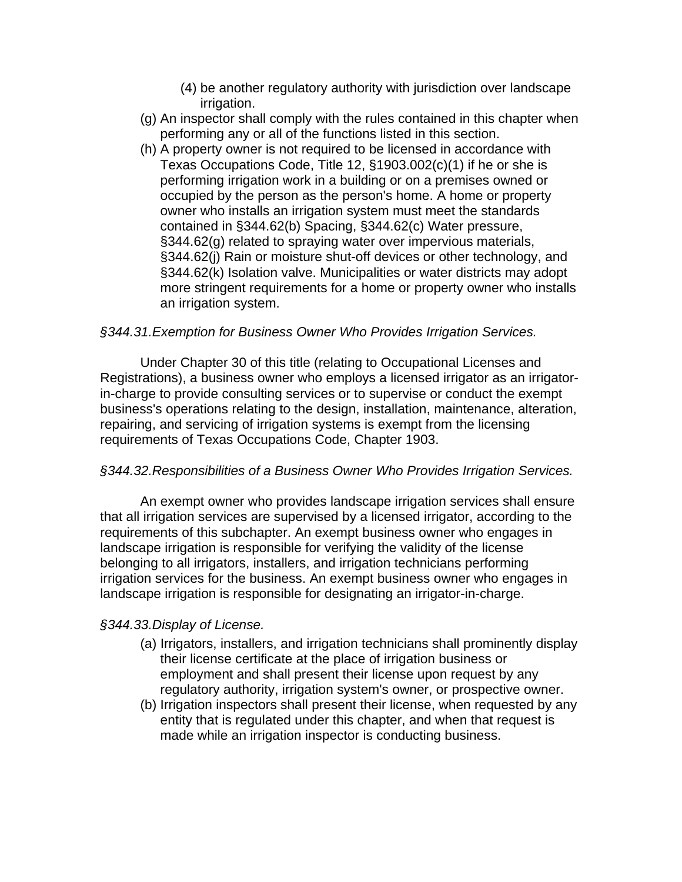(4) be another regulatory authority with jurisdiction over landscape irrigation.

(g) An inspector shall comply with the rules contained in this chapter when performing any or all of the functions listed in this section.

(h) A property owner is not required to be licensed in accordance with Texas Occupations Code, Title 12, §1903.002(c)(1) if he or she is performing irrigation work in a building or on a premises owned or occupied by the person as the person's home. A home or property owner who installs an irrigation system must meet the standards contained in §344.62(b) Spacing, §344.62(c) Water pressure, §344.62(g) related to spraying water over impervious materials, §344.62(j) Rain or moisture shut-off devices or other technology, and §344.62(k) Isolation valve. Municipalities or water districts may adopt more stringent requirements for a home or property owner who installs an irrigation system.

*§344.31.Exemption for Business Owner Who Provides Irrigation Services.*

Under Chapter 30 of this title (relating to Occupational Licenses and Registrations), a business owner who employs a licensed irrigator as an irrigator-in-charge to provide consulting services or to supervise or conduct the exempt business's operations relating to the design, installation, maintenance, alteration, repairing, and servicing of irrigation systems is exempt from the licensing requirements of Texas Occupations Code, Chapter 1903.

*§344.32.Responsibilities of a Business Owner Who Provides Irrigation Services.*

An exempt owner who provides landscape irrigation services shall ensure that all irrigation services are supervised by a licensed irrigator, according to the requirements of this subchapter. An exempt business owner who engages in landscape irrigation is responsible for verifying the validity of the license belonging to all irrigators, installers, and irrigation technicians performing irrigation services for the business. An exempt business owner who engages in landscape irrigation is responsible for designating an irrigator-in-charge.

*§344.33.Display of License.*

(a) Irrigators, installers, and irrigation technicians shall prominently display their license certificate at the place of irrigation business or employment and shall present their license upon request by any regulatory authority, irrigation system's owner, or prospective owner.

(b) Irrigation inspectors shall present their license, when requested by any entity that is regulated under this chapter, and when that request is made while an irrigation inspector is conducting business.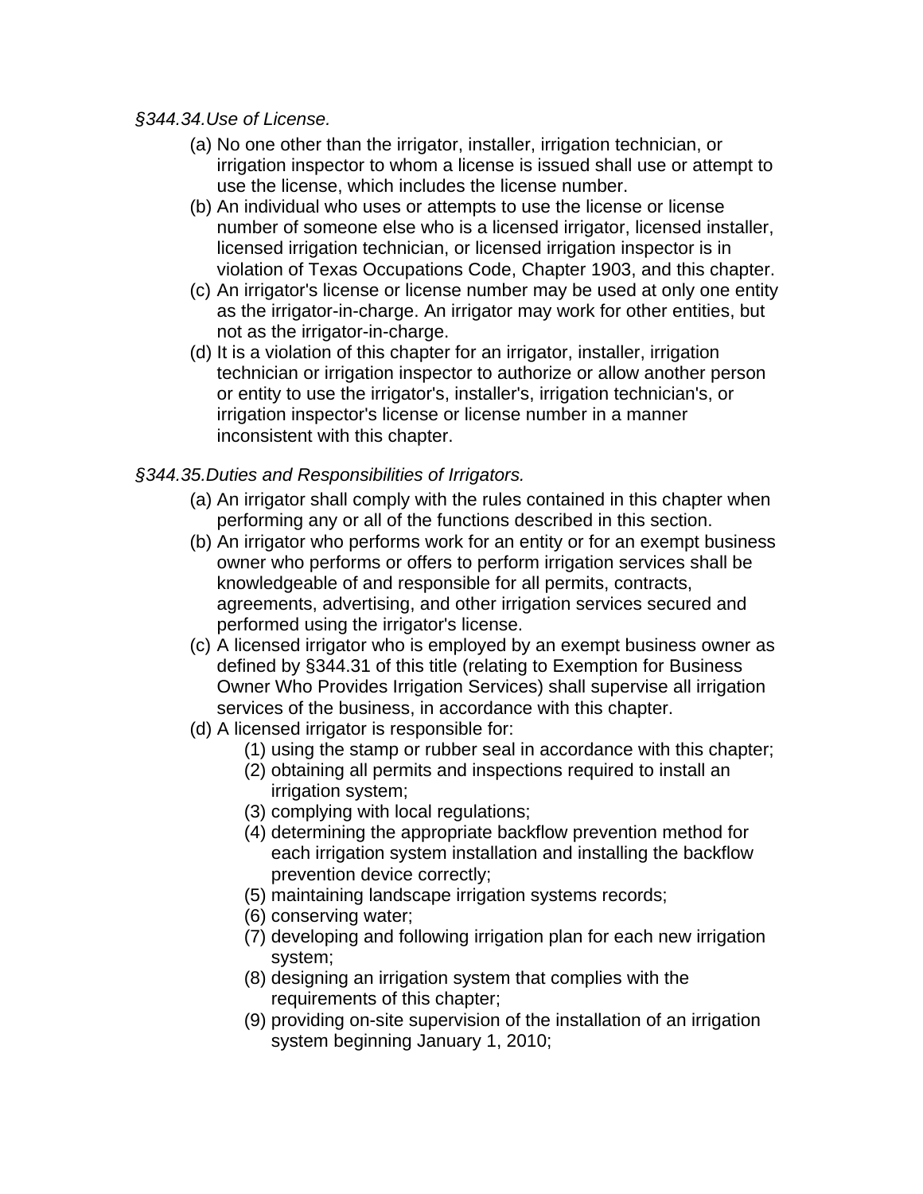*§344.34.Use of License.*

(a) No one other than the irrigator, installer, irrigation technician, or irrigation inspector to whom a license is issued shall use or attempt to use the license, which includes the license number.

(b) An individual who uses or attempts to use the license or license number of someone else who is a licensed irrigator, licensed installer, licensed irrigation technician, or licensed irrigation inspector is in violation of Texas Occupations Code, Chapter 1903, and this chapter.

(c) An irrigator's license or license number may be used at only one entity as the irrigator-in-charge. An irrigator may work for other entities, but not as the irrigator-in-charge.

(d) It is a violation of this chapter for an irrigator, installer, irrigation technician or irrigation inspector to authorize or allow another person or entity to use the irrigator's, installer's, irrigation technician's, or irrigation inspector's license or license number in a manner inconsistent with this chapter.

*§344.35.Duties and Responsibilities of Irrigators.*

(a) An irrigator shall comply with the rules contained in this chapter when performing any or all of the functions described in this section.

(b) An irrigator who performs work for an entity or for an exempt business owner who performs or offers to perform irrigation services shall be knowledgeable of and responsible for all permits, contracts, agreements, advertising, and other irrigation services secured and performed using the irrigator's license.

(c) A licensed irrigator who is employed by an exempt business owner as defined by §344.31 of this title (relating to Exemption for Business Owner Who Provides Irrigation Services) shall supervise all irrigation services of the business, in accordance with this chapter.

(d) A licensed irrigator is responsible for:

  (1) using the stamp or rubber seal in accordance with this chapter;

  (2) obtaining all permits and inspections required to install an irrigation system;

  (3) complying with local regulations;

  (4) determining the appropriate backflow prevention method for each irrigation system installation and installing the backflow prevention device correctly;

  (5) maintaining landscape irrigation systems records;

  (6) conserving water;

  (7) developing and following irrigation plan for each new irrigation system;

  (8) designing an irrigation system that complies with the requirements of this chapter;

  (9) providing on-site supervision of the installation of an irrigation system beginning January 1, 2010;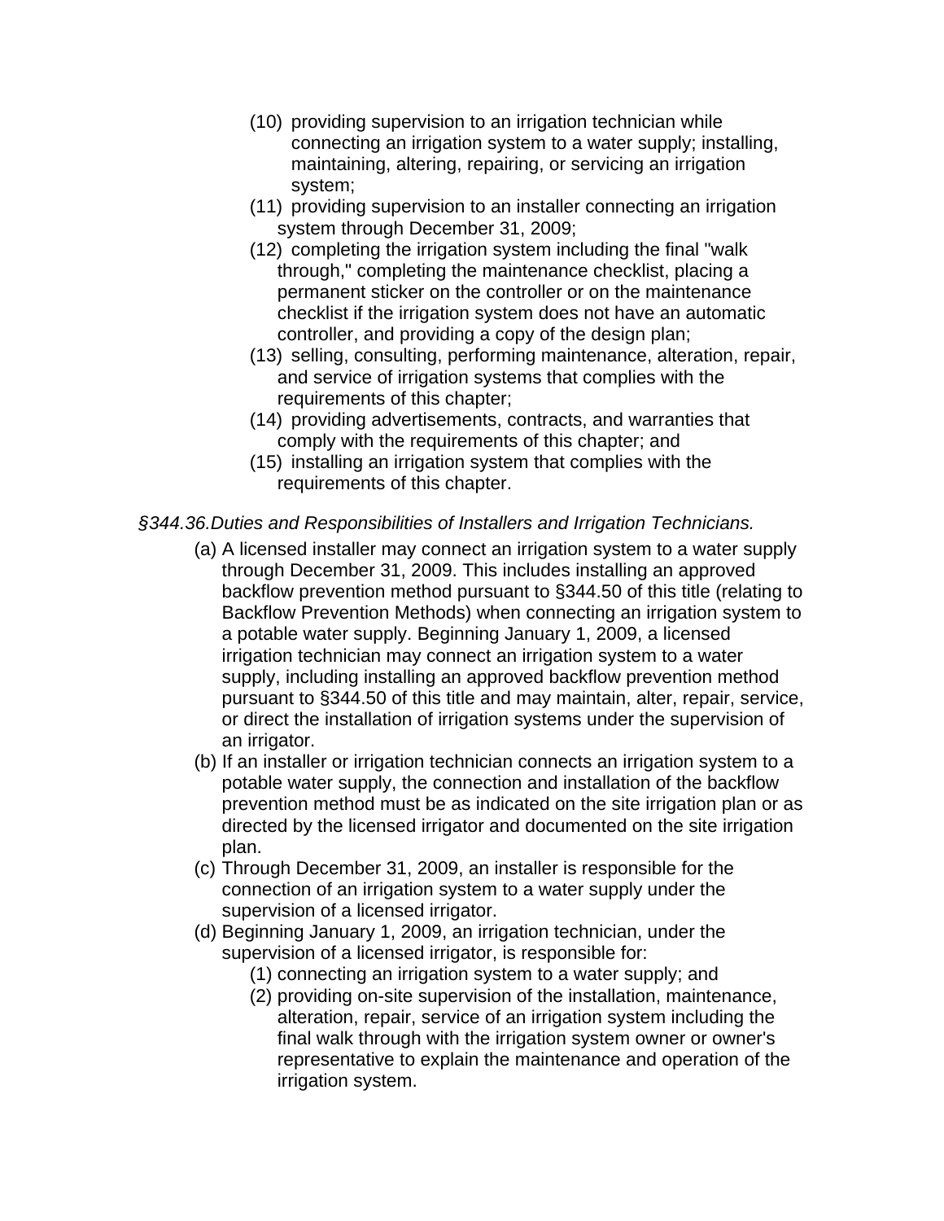(10) providing supervision to an irrigation technician while connecting an irrigation system to a water supply; installing, maintaining, altering, repairing, or servicing an irrigation system;

(11) providing supervision to an installer connecting an irrigation system through December 31, 2009;

(12) completing the irrigation system including the final "walk through," completing the maintenance checklist, placing a permanent sticker on the controller or on the maintenance checklist if the irrigation system does not have an automatic controller, and providing a copy of the design plan;

(13) selling, consulting, performing maintenance, alteration, repair, and service of irrigation systems that complies with the requirements of this chapter;

(14) providing advertisements, contracts, and warranties that comply with the requirements of this chapter; and

(15) installing an irrigation system that complies with the requirements of this chapter.

*§344.36.Duties and Responsibilities of Installers and Irrigation Technicians.*

(a) A licensed installer may connect an irrigation system to a water supply through December 31, 2009. This includes installing an approved backflow prevention method pursuant to §344.50 of this title (relating to Backflow Prevention Methods) when connecting an irrigation system to a potable water supply. Beginning January 1, 2009, a licensed irrigation technician may connect an irrigation system to a water supply, including installing an approved backflow prevention method pursuant to §344.50 of this title and may maintain, alter, repair, service, or direct the installation of irrigation systems under the supervision of an irrigator.

(b) If an installer or irrigation technician connects an irrigation system to a potable water supply, the connection and installation of the backflow prevention method must be as indicated on the site irrigation plan or as directed by the licensed irrigator and documented on the site irrigation plan.

(c) Through December 31, 2009, an installer is responsible for the connection of an irrigation system to a water supply under the supervision of a licensed irrigator.

(d) Beginning January 1, 2009, an irrigation technician, under the supervision of a licensed irrigator, is responsible for:

(1) connecting an irrigation system to a water supply; and

(2) providing on-site supervision of the installation, maintenance, alteration, repair, service of an irrigation system including the final walk through with the irrigation system owner or owner's representative to explain the maintenance and operation of the irrigation system.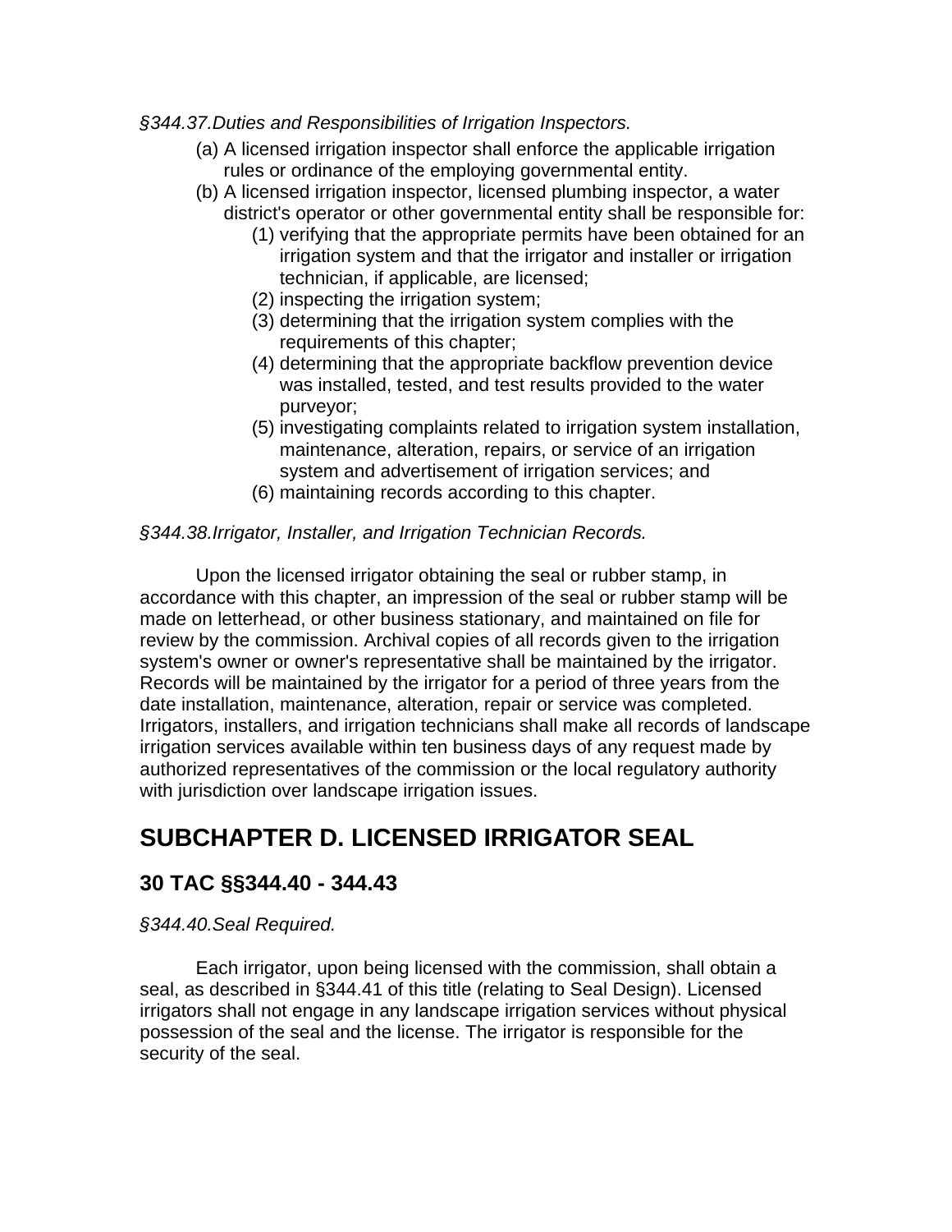*§344.37.Duties and Responsibilities of Irrigation Inspectors.*

(a) A licensed irrigation inspector shall enforce the applicable irrigation rules or ordinance of the employing governmental entity.

(b) A licensed irrigation inspector, licensed plumbing inspector, a water district's operator or other governmental entity shall be responsible for:

  (1) verifying that the appropriate permits have been obtained for an irrigation system and that the irrigator and installer or irrigation technician, if applicable, are licensed;

  (2) inspecting the irrigation system;

  (3) determining that the irrigation system complies with the requirements of this chapter;

  (4) determining that the appropriate backflow prevention device was installed, tested, and test results provided to the water purveyor;

  (5) investigating complaints related to irrigation system installation, maintenance, alteration, repairs, or service of an irrigation system and advertisement of irrigation services; and

  (6) maintaining records according to this chapter.

*§344.38.Irrigator, Installer, and Irrigation Technician Records.*

Upon the licensed irrigator obtaining the seal or rubber stamp, in accordance with this chapter, an impression of the seal or rubber stamp will be made on letterhead, or other business stationary, and maintained on file for review by the commission. Archival copies of all records given to the irrigation system's owner or owner's representative shall be maintained by the irrigator. Records will be maintained by the irrigator for a period of three years from the date installation, maintenance, alteration, repair or service was completed. Irrigators, installers, and irrigation technicians shall make all records of landscape irrigation services available within ten business days of any request made by authorized representatives of the commission or the local regulatory authority with jurisdiction over landscape irrigation issues.

# SUBCHAPTER D. LICENSED IRRIGATOR SEAL

## 30 TAC §§344.40 - 344.43

*§344.40.Seal Required.*

Each irrigator, upon being licensed with the commission, shall obtain a seal, as described in §344.41 of this title (relating to Seal Design). Licensed irrigators shall not engage in any landscape irrigation services without physical possession of the seal and the license. The irrigator is responsible for the security of the seal.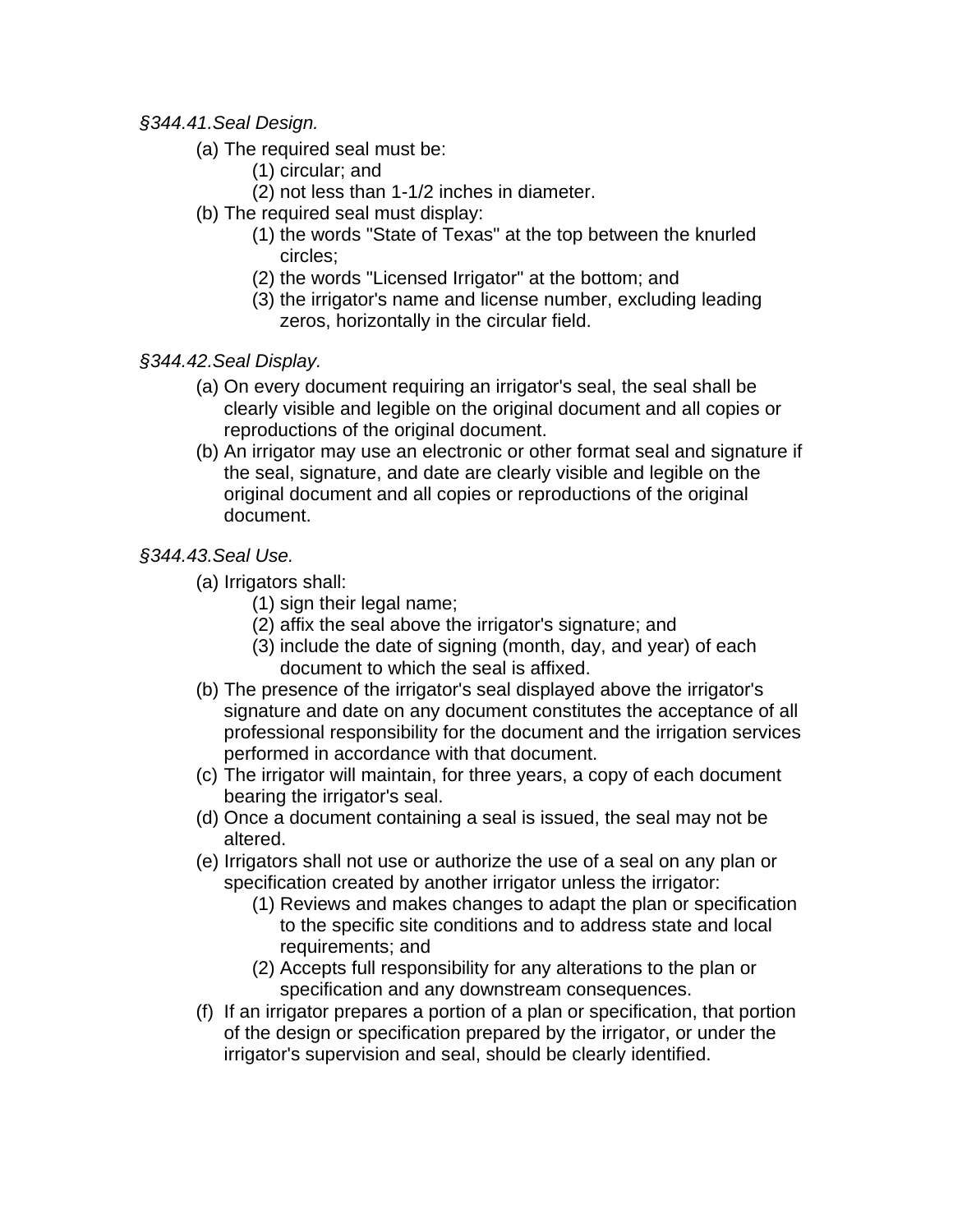*§344.41.Seal Design.*

(a) The required seal must be:

   (1) circular; and

   (2) not less than 1-1/2 inches in diameter.

(b) The required seal must display:

   (1) the words "State of Texas" at the top between the knurled circles;

   (2) the words "Licensed Irrigator" at the bottom; and

   (3) the irrigator's name and license number, excluding leading zeros, horizontally in the circular field.

*§344.42.Seal Display.*

(a) On every document requiring an irrigator's seal, the seal shall be clearly visible and legible on the original document and all copies or reproductions of the original document.

(b) An irrigator may use an electronic or other format seal and signature if the seal, signature, and date are clearly visible and legible on the original document and all copies or reproductions of the original document.

*§344.43.Seal Use.*

(a) Irrigators shall:

   (1) sign their legal name;

   (2) affix the seal above the irrigator's signature; and

   (3) include the date of signing (month, day, and year) of each document to which the seal is affixed.

(b) The presence of the irrigator's seal displayed above the irrigator's signature and date on any document constitutes the acceptance of all professional responsibility for the document and the irrigation services performed in accordance with that document.

(c) The irrigator will maintain, for three years, a copy of each document bearing the irrigator's seal.

(d) Once a document containing a seal is issued, the seal may not be altered.

(e) Irrigators shall not use or authorize the use of a seal on any plan or specification created by another irrigator unless the irrigator:

   (1) Reviews and makes changes to adapt the plan or specification to the specific site conditions and to address state and local requirements; and

   (2) Accepts full responsibility for any alterations to the plan or specification and any downstream consequences.

(f) If an irrigator prepares a portion of a plan or specification, that portion of the design or specification prepared by the irrigator, or under the irrigator's supervision and seal, should be clearly identified.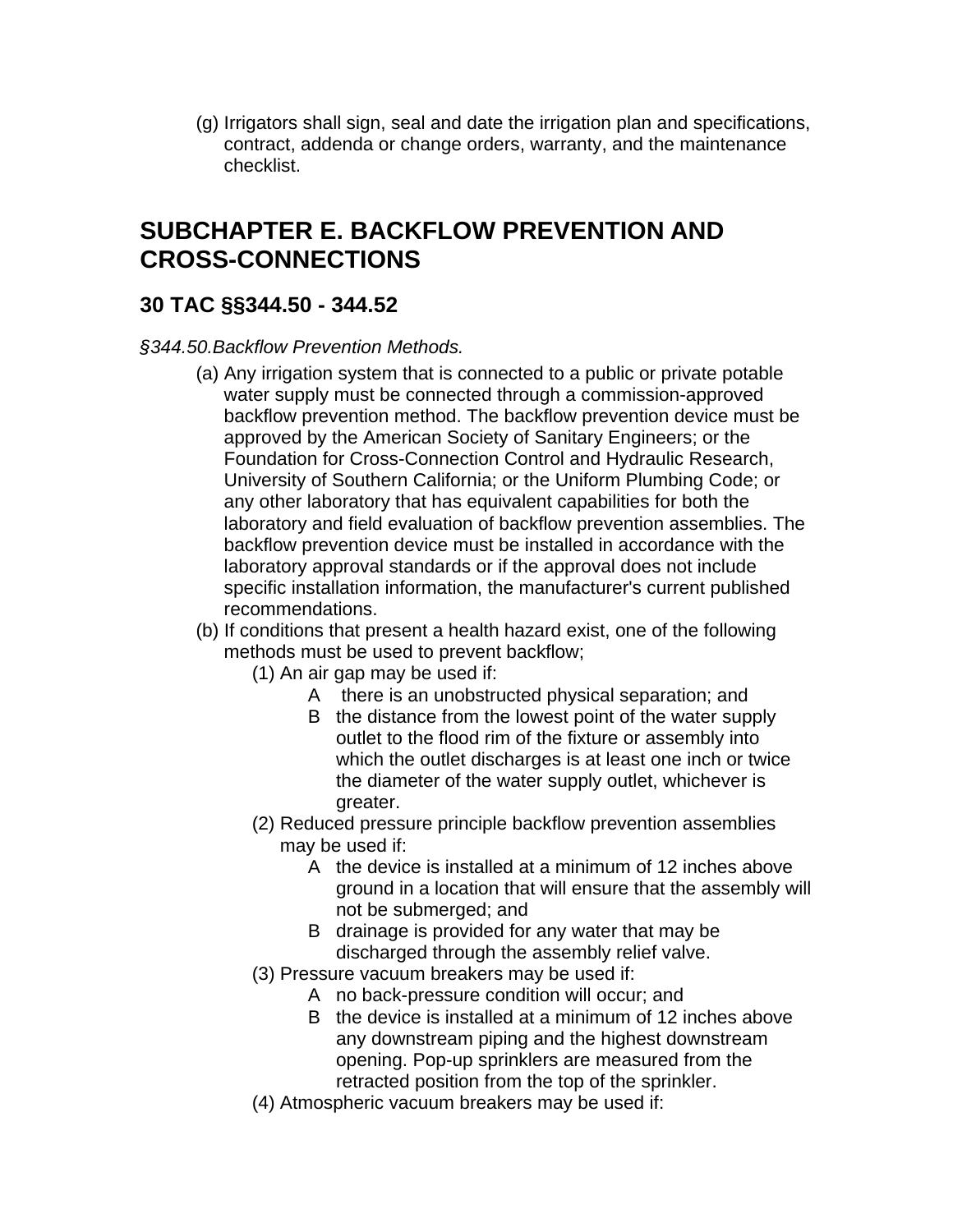(g) Irrigators shall sign, seal and date the irrigation plan and specifications, contract, addenda or change orders, warranty, and the maintenance checklist.

# SUBCHAPTER E. BACKFLOW PREVENTION AND CROSS-CONNECTIONS

## 30 TAC §§344.50 - 344.52

*§344.50.Backflow Prevention Methods.*

(a) Any irrigation system that is connected to a public or private potable water supply must be connected through a commission-approved backflow prevention method. The backflow prevention device must be approved by the American Society of Sanitary Engineers; or the Foundation for Cross-Connection Control and Hydraulic Research, University of Southern California; or the Uniform Plumbing Code; or any other laboratory that has equivalent capabilities for both the laboratory and field evaluation of backflow prevention assemblies. The backflow prevention device must be installed in accordance with the laboratory approval standards or if the approval does not include specific installation information, the manufacturer's current published recommendations.

(b) If conditions that present a health hazard exist, one of the following methods must be used to prevent backflow;

- (1) An air gap may be used if:
  - A there is an unobstructed physical separation; and
  - B the distance from the lowest point of the water supply outlet to the flood rim of the fixture or assembly into which the outlet discharges is at least one inch or twice the diameter of the water supply outlet, whichever is greater.
- (2) Reduced pressure principle backflow prevention assemblies may be used if:
  - A the device is installed at a minimum of 12 inches above ground in a location that will ensure that the assembly will not be submerged; and
  - B drainage is provided for any water that may be discharged through the assembly relief valve.
- (3) Pressure vacuum breakers may be used if:
  - A no back-pressure condition will occur; and
  - B the device is installed at a minimum of 12 inches above any downstream piping and the highest downstream opening. Pop-up sprinklers are measured from the retracted position from the top of the sprinkler.
- (4) Atmospheric vacuum breakers may be used if: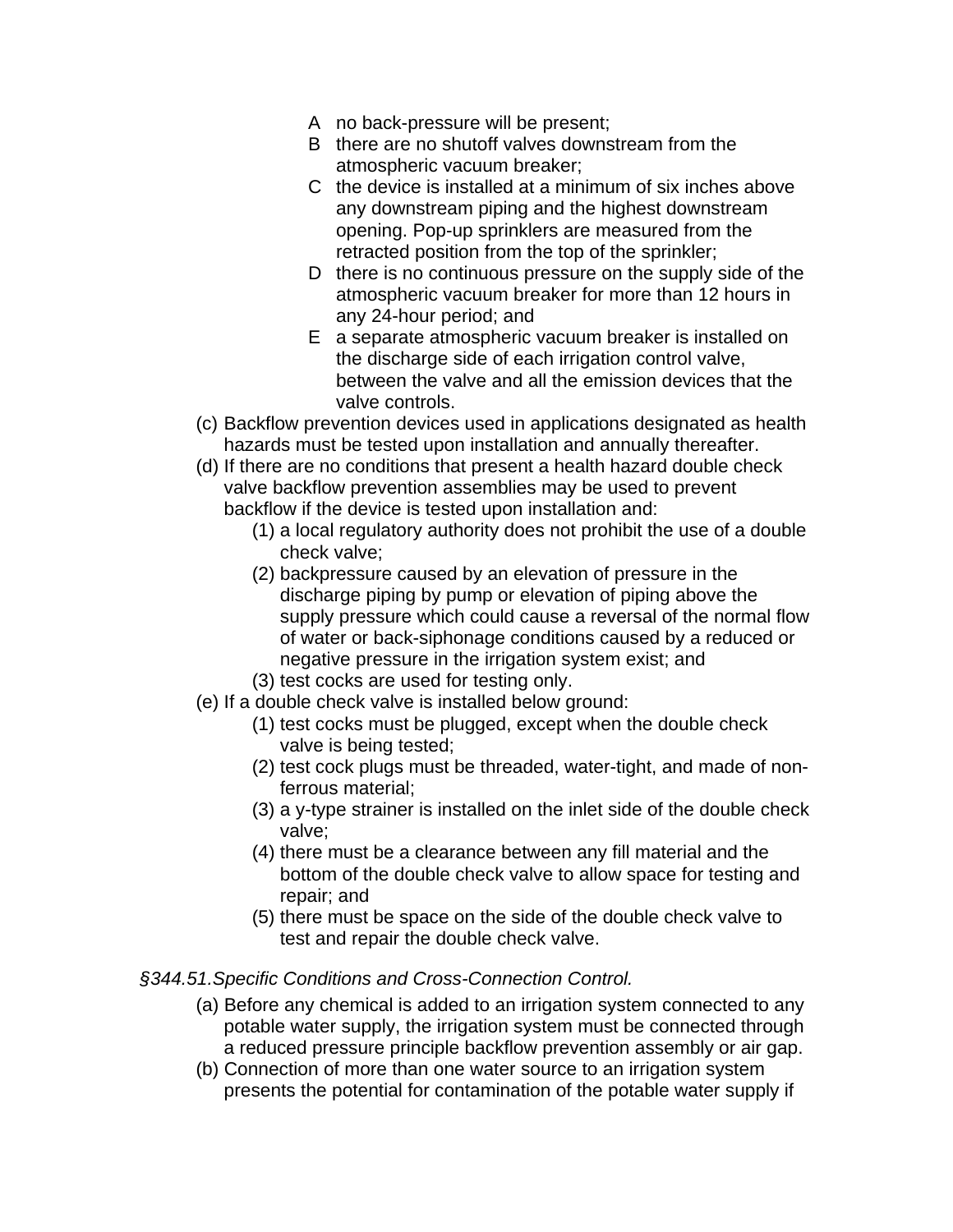A no back-pressure will be present;
   B there are no shutoff valves downstream from the atmospheric vacuum breaker;
   C the device is installed at a minimum of six inches above any downstream piping and the highest downstream opening. Pop-up sprinklers are measured from the retracted position from the top of the sprinkler;
   D there is no continuous pressure on the supply side of the atmospheric vacuum breaker for more than 12 hours in any 24-hour period; and
   E a separate atmospheric vacuum breaker is installed on the discharge side of each irrigation control valve, between the valve and all the emission devices that the valve controls.

(c) Backflow prevention devices used in applications designated as health hazards must be tested upon installation and annually thereafter.

(d) If there are no conditions that present a health hazard double check valve backflow prevention assemblies may be used to prevent backflow if the device is tested upon installation and:
   (1) a local regulatory authority does not prohibit the use of a double check valve;
   (2) backpressure caused by an elevation of pressure in the discharge piping by pump or elevation of piping above the supply pressure which could cause a reversal of the normal flow of water or back-siphonage conditions caused by a reduced or negative pressure in the irrigation system exist; and
   (3) test cocks are used for testing only.

(e) If a double check valve is installed below ground:
   (1) test cocks must be plugged, except when the double check valve is being tested;
   (2) test cock plugs must be threaded, water-tight, and made of non-ferrous material;
   (3) a y-type strainer is installed on the inlet side of the double check valve;
   (4) there must be a clearance between any fill material and the bottom of the double check valve to allow space for testing and repair; and
   (5) there must be space on the side of the double check valve to test and repair the double check valve.

*§344.51.Specific Conditions and Cross-Connection Control.*

(a) Before any chemical is added to an irrigation system connected to any potable water supply, the irrigation system must be connected through a reduced pressure principle backflow prevention assembly or air gap.

(b) Connection of more than one water source to an irrigation system presents the potential for contamination of the potable water supply if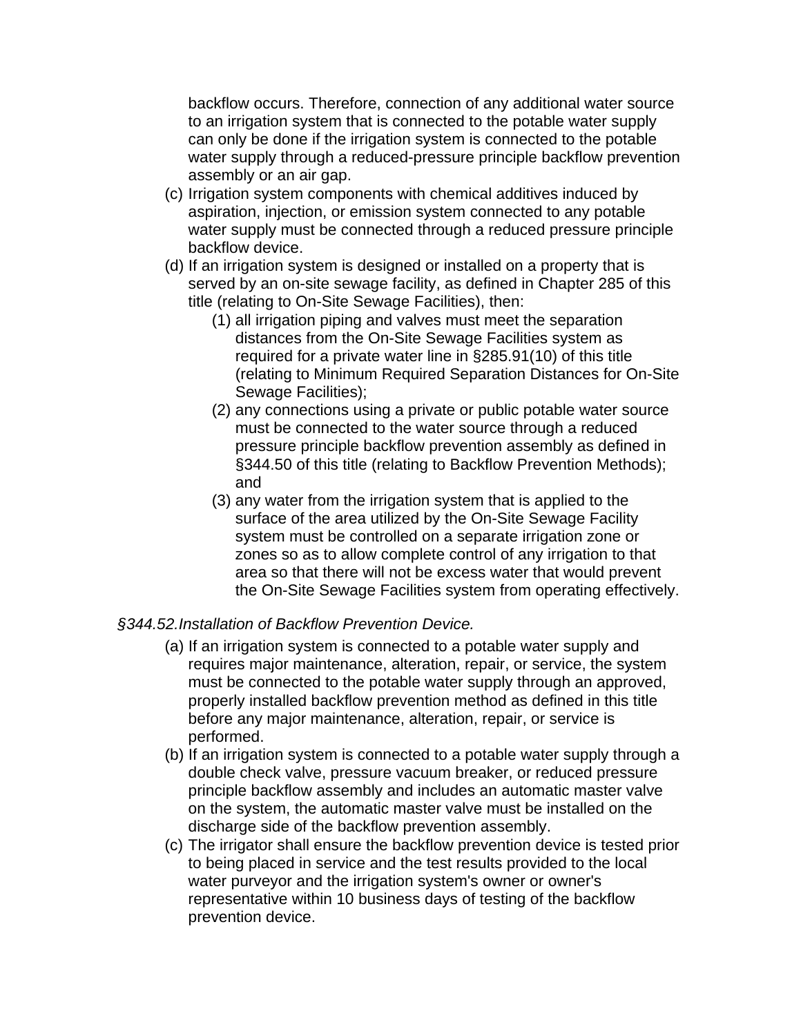backflow occurs. Therefore, connection of any additional water source to an irrigation system that is connected to the potable water supply can only be done if the irrigation system is connected to the potable water supply through a reduced-pressure principle backflow prevention assembly or an air gap.

(c) Irrigation system components with chemical additives induced by aspiration, injection, or emission system connected to any potable water supply must be connected through a reduced pressure principle backflow device.

(d) If an irrigation system is designed or installed on a property that is served by an on-site sewage facility, as defined in Chapter 285 of this title (relating to On-Site Sewage Facilities), then:

   (1) all irrigation piping and valves must meet the separation distances from the On-Site Sewage Facilities system as required for a private water line in §285.91(10) of this title (relating to Minimum Required Separation Distances for On-Site Sewage Facilities);

   (2) any connections using a private or public potable water source must be connected to the water source through a reduced pressure principle backflow prevention assembly as defined in §344.50 of this title (relating to Backflow Prevention Methods); and

   (3) any water from the irrigation system that is applied to the surface of the area utilized by the On-Site Sewage Facility system must be controlled on a separate irrigation zone or zones so as to allow complete control of any irrigation to that area so that there will not be excess water that would prevent the On-Site Sewage Facilities system from operating effectively.

*§344.52.Installation of Backflow Prevention Device.*

(a) If an irrigation system is connected to a potable water supply and requires major maintenance, alteration, repair, or service, the system must be connected to the potable water supply through an approved, properly installed backflow prevention method as defined in this title before any major maintenance, alteration, repair, or service is performed.

(b) If an irrigation system is connected to a potable water supply through a double check valve, pressure vacuum breaker, or reduced pressure principle backflow assembly and includes an automatic master valve on the system, the automatic master valve must be installed on the discharge side of the backflow prevention assembly.

(c) The irrigator shall ensure the backflow prevention device is tested prior to being placed in service and the test results provided to the local water purveyor and the irrigation system's owner or owner's representative within 10 business days of testing of the backflow prevention device.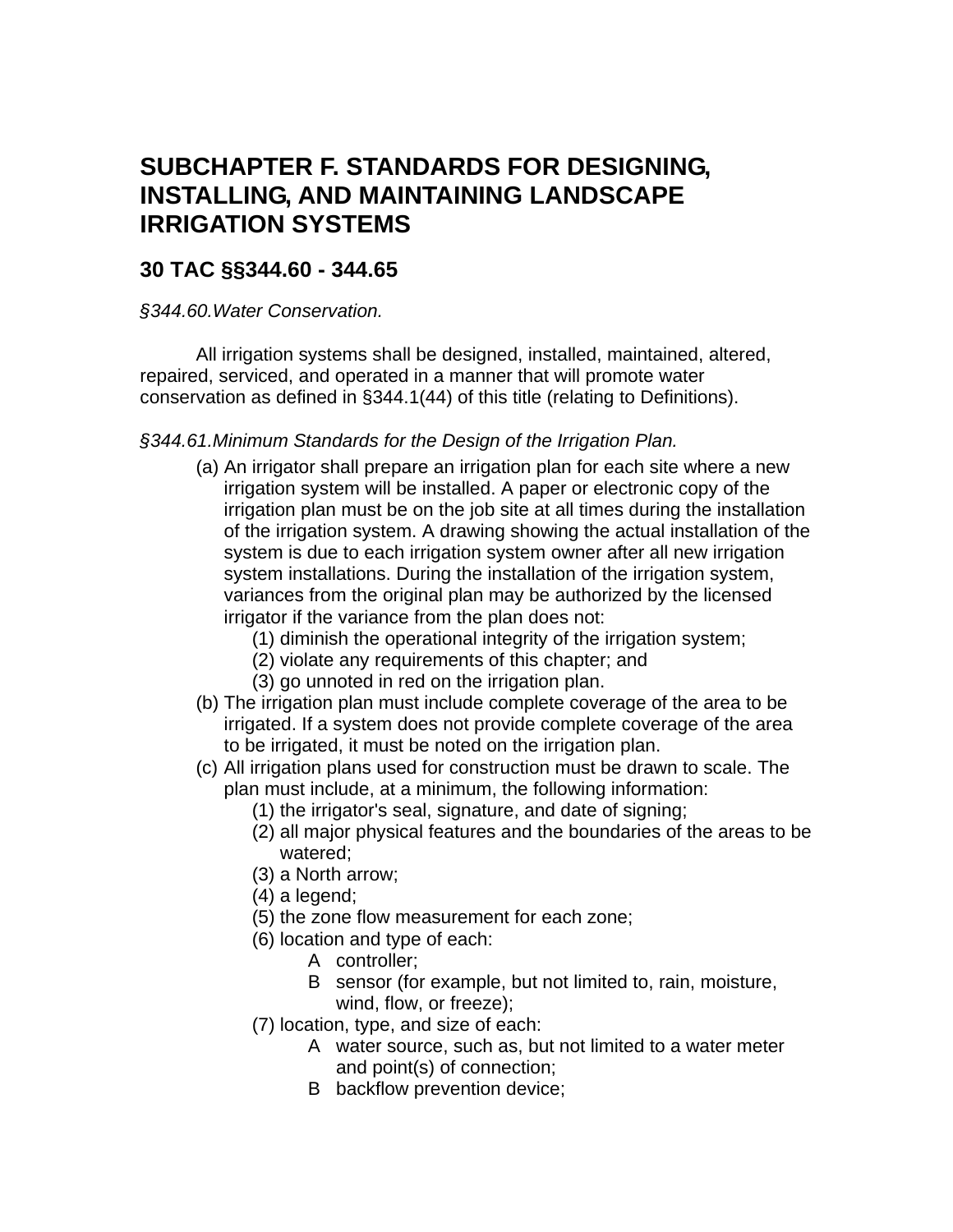# SUBCHAPTER F. STANDARDS FOR DESIGNING, INSTALLING, AND MAINTAINING LANDSCAPE IRRIGATION SYSTEMS

## 30 TAC §§344.60 - 344.65

*§344.60.Water Conservation.*

All irrigation systems shall be designed, installed, maintained, altered, repaired, serviced, and operated in a manner that will promote water conservation as defined in §344.1(44) of this title (relating to Definitions).

*§344.61.Minimum Standards for the Design of the Irrigation Plan.*

(a) An irrigator shall prepare an irrigation plan for each site where a new irrigation system will be installed. A paper or electronic copy of the irrigation plan must be on the job site at all times during the installation of the irrigation system. A drawing showing the actual installation of the system is due to each irrigation system owner after all new irrigation system installations. During the installation of the irrigation system, variances from the original plan may be authorized by the licensed irrigator if the variance from the plan does not:

   (1) diminish the operational integrity of the irrigation system;
   (2) violate any requirements of this chapter; and
   (3) go unnoted in red on the irrigation plan.

(b) The irrigation plan must include complete coverage of the area to be irrigated. If a system does not provide complete coverage of the area to be irrigated, it must be noted on the irrigation plan.

(c) All irrigation plans used for construction must be drawn to scale. The plan must include, at a minimum, the following information:

   (1) the irrigator's seal, signature, and date of signing;
   (2) all major physical features and the boundaries of the areas to be watered;
   (3) a North arrow;
   (4) a legend;
   (5) the zone flow measurement for each zone;
   (6) location and type of each:
      A controller;
      B sensor (for example, but not limited to, rain, moisture, wind, flow, or freeze);
   (7) location, type, and size of each:
      A water source, such as, but not limited to a water meter and point(s) of connection;
      B backflow prevention device;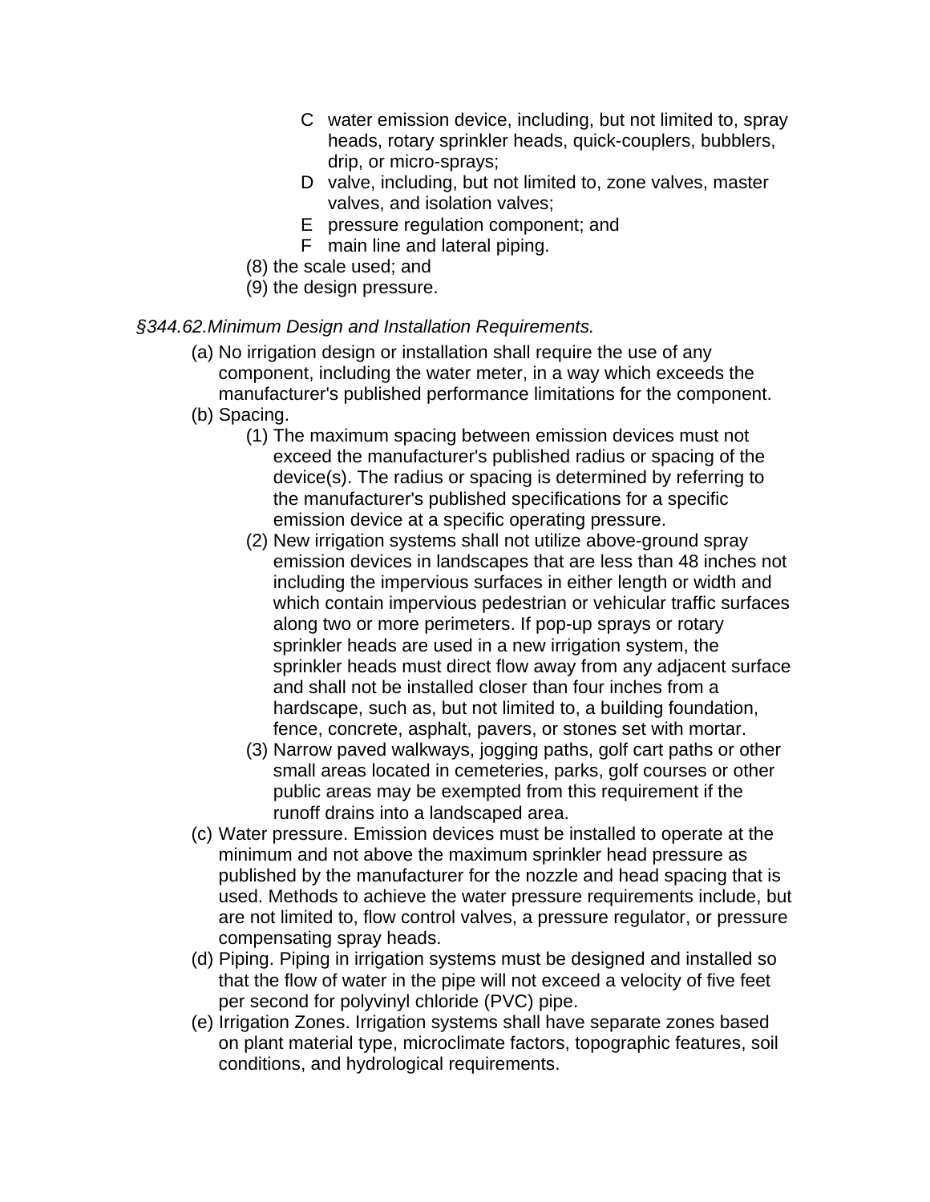- C water emission device, including, but not limited to, spray heads, rotary sprinkler heads, quick-couplers, bubblers, drip, or micro-sprays;
- D valve, including, but not limited to, zone valves, master valves, and isolation valves;
- E pressure regulation component; and
- F main line and lateral piping.

(8) the scale used; and

(9) the design pressure.

*§344.62.Minimum Design and Installation Requirements.*

(a) No irrigation design or installation shall require the use of any component, including the water meter, in a way which exceeds the manufacturer's published performance limitations for the component.

(b) Spacing.

(1) The maximum spacing between emission devices must not exceed the manufacturer's published radius or spacing of the device(s). The radius or spacing is determined by referring to the manufacturer's published specifications for a specific emission device at a specific operating pressure.

(2) New irrigation systems shall not utilize above-ground spray emission devices in landscapes that are less than 48 inches not including the impervious surfaces in either length or width and which contain impervious pedestrian or vehicular traffic surfaces along two or more perimeters. If pop-up sprays or rotary sprinkler heads are used in a new irrigation system, the sprinkler heads must direct flow away from any adjacent surface and shall not be installed closer than four inches from a hardscape, such as, but not limited to, a building foundation, fence, concrete, asphalt, pavers, or stones set with mortar.

(3) Narrow paved walkways, jogging paths, golf cart paths or other small areas located in cemeteries, parks, golf courses or other public areas may be exempted from this requirement if the runoff drains into a landscaped area.

(c) Water pressure. Emission devices must be installed to operate at the minimum and not above the maximum sprinkler head pressure as published by the manufacturer for the nozzle and head spacing that is used. Methods to achieve the water pressure requirements include, but are not limited to, flow control valves, a pressure regulator, or pressure compensating spray heads.

(d) Piping. Piping in irrigation systems must be designed and installed so that the flow of water in the pipe will not exceed a velocity of five feet per second for polyvinyl chloride (PVC) pipe.

(e) Irrigation Zones. Irrigation systems shall have separate zones based on plant material type, microclimate factors, topographic features, soil conditions, and hydrological requirements.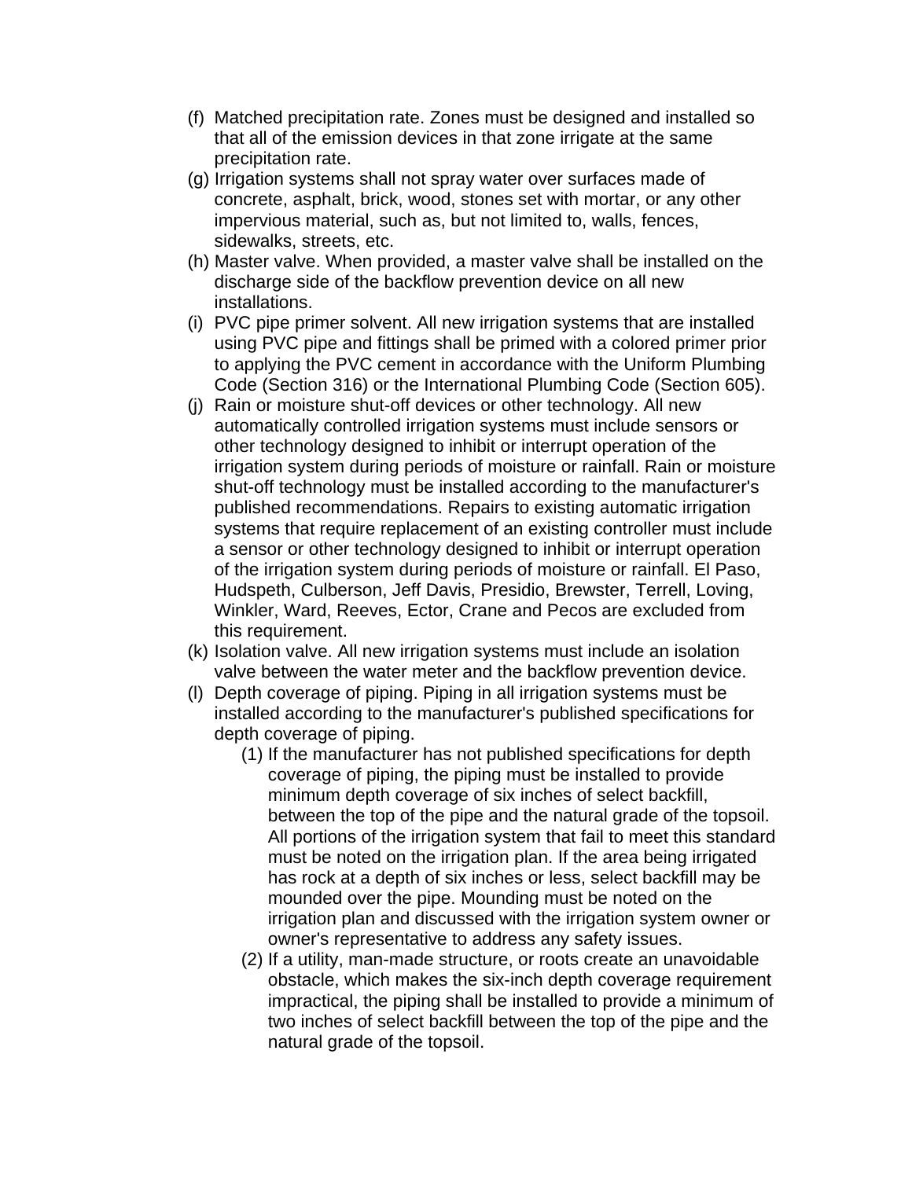(f) Matched precipitation rate. Zones must be designed and installed so that all of the emission devices in that zone irrigate at the same precipitation rate.

(g) Irrigation systems shall not spray water over surfaces made of concrete, asphalt, brick, wood, stones set with mortar, or any other impervious material, such as, but not limited to, walls, fences, sidewalks, streets, etc.

(h) Master valve. When provided, a master valve shall be installed on the discharge side of the backflow prevention device on all new installations.

(i) PVC pipe primer solvent. All new irrigation systems that are installed using PVC pipe and fittings shall be primed with a colored primer prior to applying the PVC cement in accordance with the Uniform Plumbing Code (Section 316) or the International Plumbing Code (Section 605).

(j) Rain or moisture shut-off devices or other technology. All new automatically controlled irrigation systems must include sensors or other technology designed to inhibit or interrupt operation of the irrigation system during periods of moisture or rainfall. Rain or moisture shut-off technology must be installed according to the manufacturer's published recommendations. Repairs to existing automatic irrigation systems that require replacement of an existing controller must include a sensor or other technology designed to inhibit or interrupt operation of the irrigation system during periods of moisture or rainfall. El Paso, Hudspeth, Culberson, Jeff Davis, Presidio, Brewster, Terrell, Loving, Winkler, Ward, Reeves, Ector, Crane and Pecos are excluded from this requirement.

(k) Isolation valve. All new irrigation systems must include an isolation valve between the water meter and the backflow prevention device.

(l) Depth coverage of piping. Piping in all irrigation systems must be installed according to the manufacturer's published specifications for depth coverage of piping.

   (1) If the manufacturer has not published specifications for depth coverage of piping, the piping must be installed to provide minimum depth coverage of six inches of select backfill, between the top of the pipe and the natural grade of the topsoil. All portions of the irrigation system that fail to meet this standard must be noted on the irrigation plan. If the area being irrigated has rock at a depth of six inches or less, select backfill may be mounded over the pipe. Mounding must be noted on the irrigation plan and discussed with the irrigation system owner or owner's representative to address any safety issues.

   (2) If a utility, man-made structure, or roots create an unavoidable obstacle, which makes the six-inch depth coverage requirement impractical, the piping shall be installed to provide a minimum of two inches of select backfill between the top of the pipe and the natural grade of the topsoil.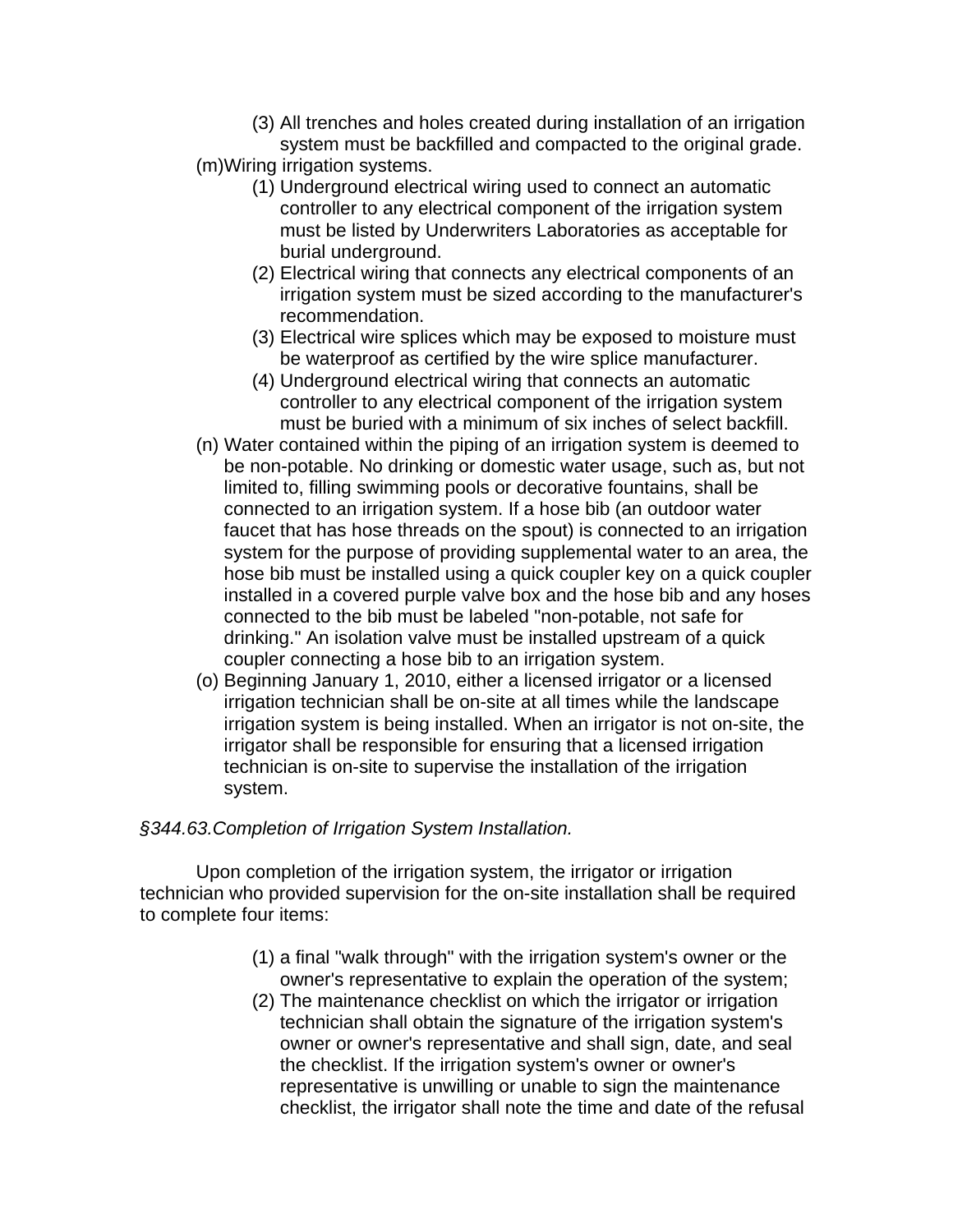(3) All trenches and holes created during installation of an irrigation system must be backfilled and compacted to the original grade.

(m) Wiring irrigation systems.

(1) Underground electrical wiring used to connect an automatic controller to any electrical component of the irrigation system must be listed by Underwriters Laboratories as acceptable for burial underground.

(2) Electrical wiring that connects any electrical components of an irrigation system must be sized according to the manufacturer's recommendation.

(3) Electrical wire splices which may be exposed to moisture must be waterproof as certified by the wire splice manufacturer.

(4) Underground electrical wiring that connects an automatic controller to any electrical component of the irrigation system must be buried with a minimum of six inches of select backfill.

(n) Water contained within the piping of an irrigation system is deemed to be non-potable. No drinking or domestic water usage, such as, but not limited to, filling swimming pools or decorative fountains, shall be connected to an irrigation system. If a hose bib (an outdoor water faucet that has hose threads on the spout) is connected to an irrigation system for the purpose of providing supplemental water to an area, the hose bib must be installed using a quick coupler key on a quick coupler installed in a covered purple valve box and the hose bib and any hoses connected to the bib must be labeled "non-potable, not safe for drinking." An isolation valve must be installed upstream of a quick coupler connecting a hose bib to an irrigation system.

(o) Beginning January 1, 2010, either a licensed irrigator or a licensed irrigation technician shall be on-site at all times while the landscape irrigation system is being installed. When an irrigator is not on-site, the irrigator shall be responsible for ensuring that a licensed irrigation technician is on-site to supervise the installation of the irrigation system.

*§344.63.Completion of Irrigation System Installation.*

Upon completion of the irrigation system, the irrigator or irrigation technician who provided supervision for the on-site installation shall be required to complete four items:

(1) a final "walk through" with the irrigation system's owner or the owner's representative to explain the operation of the system;

(2) The maintenance checklist on which the irrigator or irrigation technician shall obtain the signature of the irrigation system's owner or owner's representative and shall sign, date, and seal the checklist. If the irrigation system's owner or owner's representative is unwilling or unable to sign the maintenance checklist, the irrigator shall note the time and date of the refusal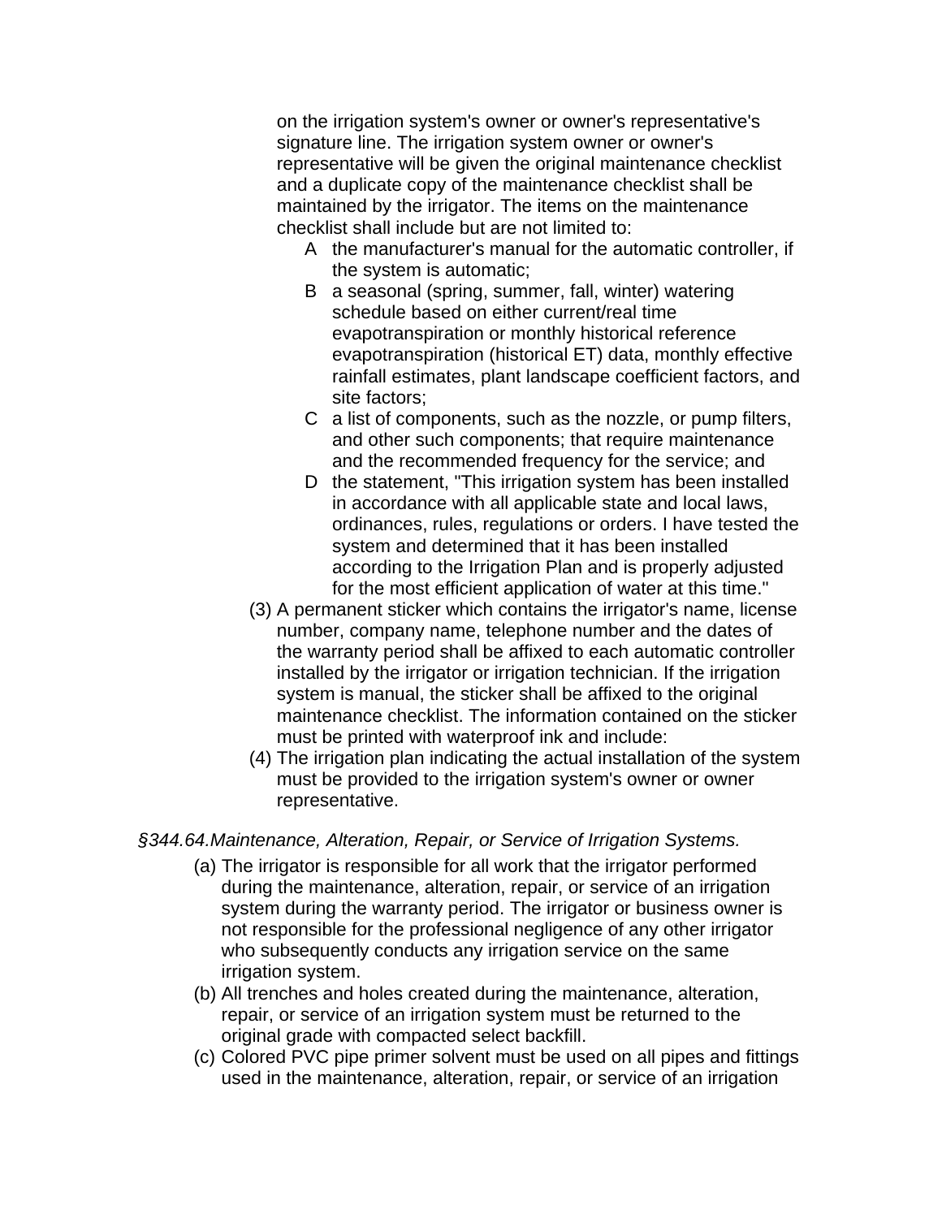on the irrigation system's owner or owner's representative's signature line. The irrigation system owner or owner's representative will be given the original maintenance checklist and a duplicate copy of the maintenance checklist shall be maintained by the irrigator. The items on the maintenance checklist shall include but are not limited to:

   - A the manufacturer's manual for the automatic controller, if the system is automatic;
   - B a seasonal (spring, summer, fall, winter) watering schedule based on either current/real time evapotranspiration or monthly historical reference evapotranspiration (historical ET) data, monthly effective rainfall estimates, plant landscape coefficient factors, and site factors;
   - C a list of components, such as the nozzle, or pump filters, and other such components; that require maintenance and the recommended frequency for the service; and
   - D the statement, "This irrigation system has been installed in accordance with all applicable state and local laws, ordinances, rules, regulations or orders. I have tested the system and determined that it has been installed according to the Irrigation Plan and is properly adjusted for the most efficient application of water at this time."

(3) A permanent sticker which contains the irrigator's name, license number, company name, telephone number and the dates of the warranty period shall be affixed to each automatic controller installed by the irrigator or irrigation technician. If the irrigation system is manual, the sticker shall be affixed to the original maintenance checklist. The information contained on the sticker must be printed with waterproof ink and include:

(4) The irrigation plan indicating the actual installation of the system must be provided to the irrigation system's owner or owner representative.

*§344.64.Maintenance, Alteration, Repair, or Service of Irrigation Systems.*

(a) The irrigator is responsible for all work that the irrigator performed during the maintenance, alteration, repair, or service of an irrigation system during the warranty period. The irrigator or business owner is not responsible for the professional negligence of any other irrigator who subsequently conducts any irrigation service on the same irrigation system.

(b) All trenches and holes created during the maintenance, alteration, repair, or service of an irrigation system must be returned to the original grade with compacted select backfill.

(c) Colored PVC pipe primer solvent must be used on all pipes and fittings used in the maintenance, alteration, repair, or service of an irrigation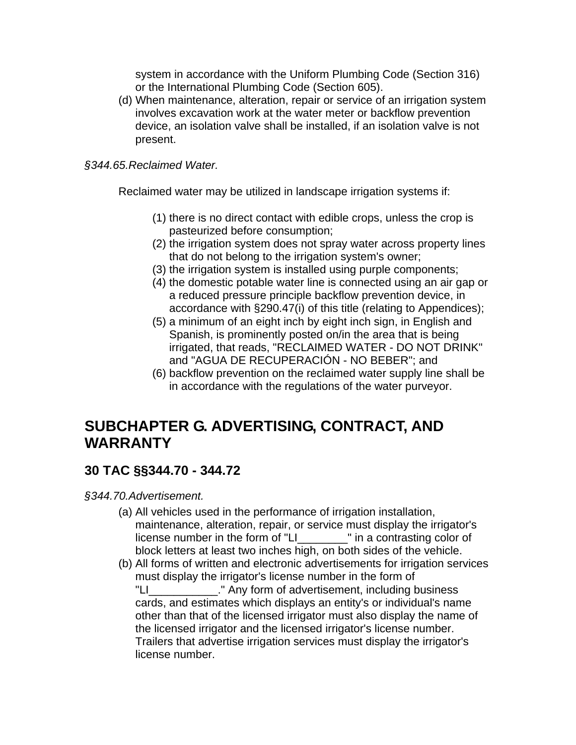system in accordance with the Uniform Plumbing Code (Section 316) or the International Plumbing Code (Section 605).

(d) When maintenance, alteration, repair or service of an irrigation system involves excavation work at the water meter or backflow prevention device, an isolation valve shall be installed, if an isolation valve is not present.

*§344.65.Reclaimed Water.*

Reclaimed water may be utilized in landscape irrigation systems if:

(1) there is no direct contact with edible crops, unless the crop is pasteurized before consumption;
(2) the irrigation system does not spray water across property lines that do not belong to the irrigation system's owner;
(3) the irrigation system is installed using purple components;
(4) the domestic potable water line is connected using an air gap or a reduced pressure principle backflow prevention device, in accordance with §290.47(i) of this title (relating to Appendices);
(5) a minimum of an eight inch by eight inch sign, in English and Spanish, is prominently posted on/in the area that is being irrigated, that reads, "RECLAIMED WATER - DO NOT DRINK" and "AGUA DE RECUPERACIÓN - NO BEBER"; and
(6) backflow prevention on the reclaimed water supply line shall be in accordance with the regulations of the water purveyor.

## SUBCHAPTER G. ADVERTISING, CONTRACT, AND WARRANTY

### 30 TAC §§344.70 - 344.72

*§344.70.Advertisement.*

(a) All vehicles used in the performance of irrigation installation, maintenance, alteration, repair, or service must display the irrigator's license number in the form of "LI________" in a contrasting color of block letters at least two inches high, on both sides of the vehicle.

(b) All forms of written and electronic advertisements for irrigation services must display the irrigator's license number in the form of "LI___________." Any form of advertisement, including business cards, and estimates which displays an entity's or individual's name other than that of the licensed irrigator must also display the name of the licensed irrigator and the licensed irrigator's license number. Trailers that advertise irrigation services must display the irrigator's license number.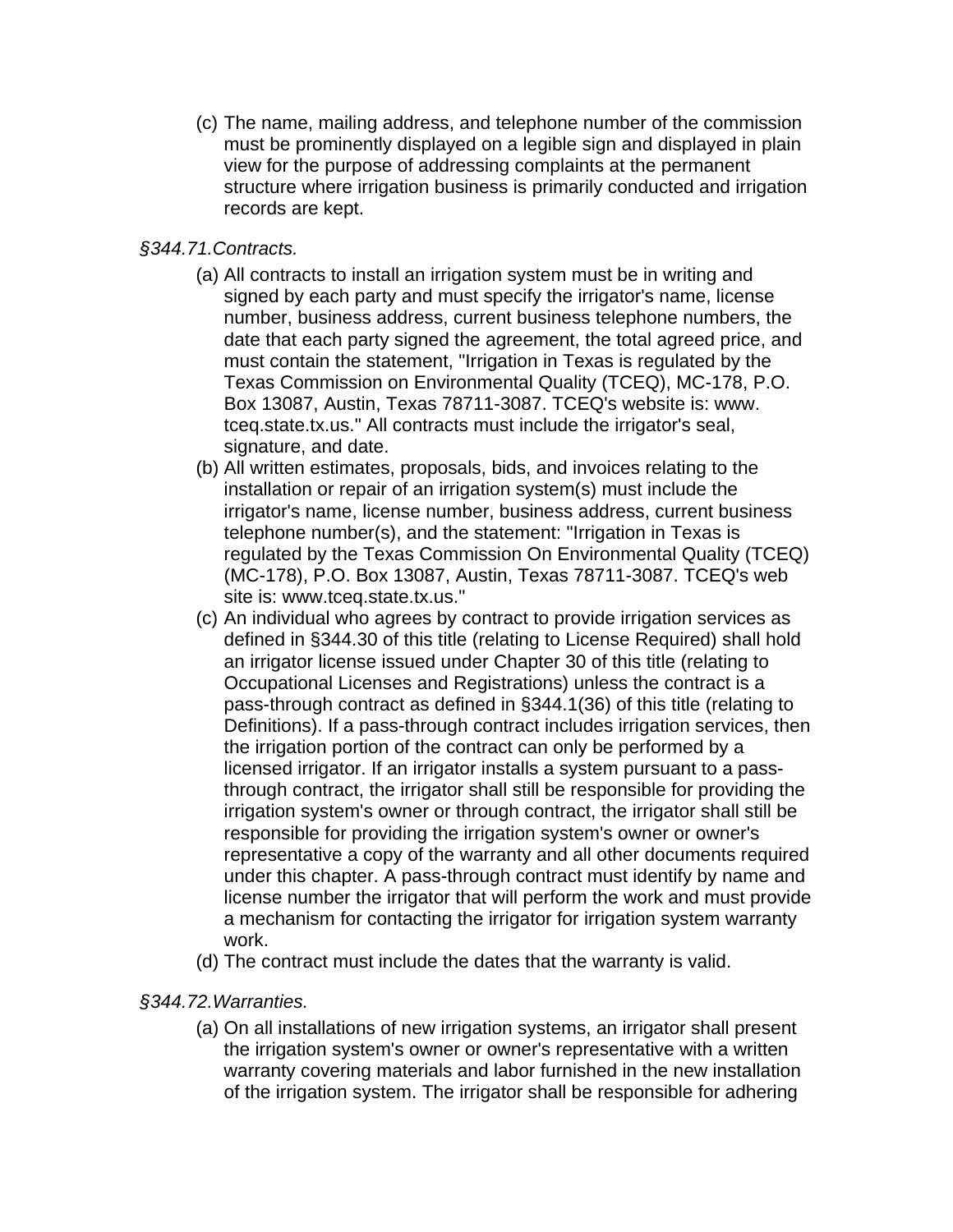(c) The name, mailing address, and telephone number of the commission must be prominently displayed on a legible sign and displayed in plain view for the purpose of addressing complaints at the permanent structure where irrigation business is primarily conducted and irrigation records are kept.

*§344.71.Contracts.*

(a) All contracts to install an irrigation system must be in writing and signed by each party and must specify the irrigator's name, license number, business address, current business telephone numbers, the date that each party signed the agreement, the total agreed price, and must contain the statement, "Irrigation in Texas is regulated by the Texas Commission on Environmental Quality (TCEQ), MC-178, P.O. Box 13087, Austin, Texas 78711-3087. TCEQ's website is: www. tceq.state.tx.us." All contracts must include the irrigator's seal, signature, and date.

(b) All written estimates, proposals, bids, and invoices relating to the installation or repair of an irrigation system(s) must include the irrigator's name, license number, business address, current business telephone number(s), and the statement: "Irrigation in Texas is regulated by the Texas Commission On Environmental Quality (TCEQ) (MC-178), P.O. Box 13087, Austin, Texas 78711-3087. TCEQ's web site is: www.tceq.state.tx.us."

(c) An individual who agrees by contract to provide irrigation services as defined in §344.30 of this title (relating to License Required) shall hold an irrigator license issued under Chapter 30 of this title (relating to Occupational Licenses and Registrations) unless the contract is a pass-through contract as defined in §344.1(36) of this title (relating to Definitions). If a pass-through contract includes irrigation services, then the irrigation portion of the contract can only be performed by a licensed irrigator. If an irrigator installs a system pursuant to a pass-through contract, the irrigator shall still be responsible for providing the irrigation system's owner or through contract, the irrigator shall still be responsible for providing the irrigation system's owner or owner's representative a copy of the warranty and all other documents required under this chapter. A pass-through contract must identify by name and license number the irrigator that will perform the work and must provide a mechanism for contacting the irrigator for irrigation system warranty work.

(d) The contract must include the dates that the warranty is valid.

*§344.72.Warranties.*

(a) On all installations of new irrigation systems, an irrigator shall present the irrigation system's owner or owner's representative with a written warranty covering materials and labor furnished in the new installation of the irrigation system. The irrigator shall be responsible for adhering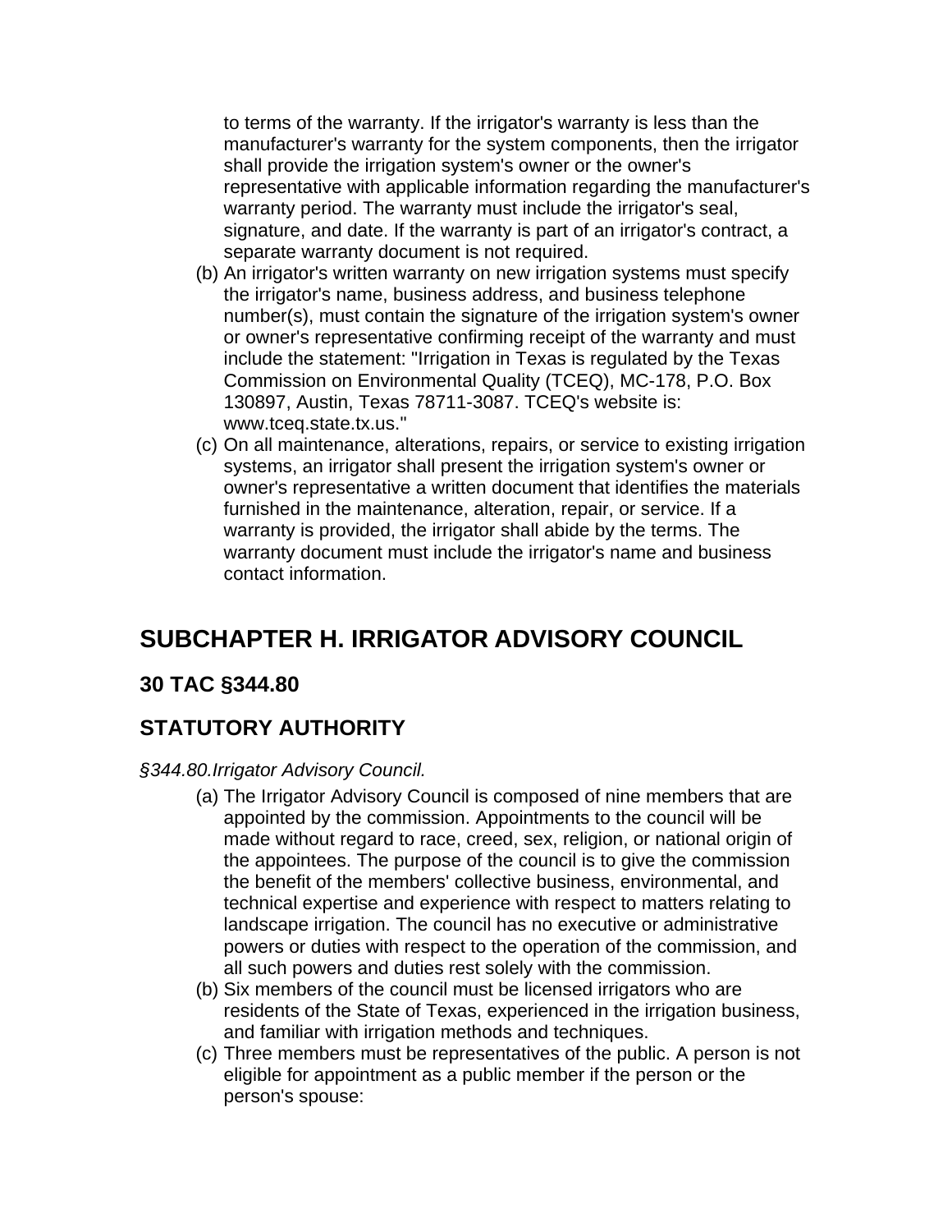to terms of the warranty. If the irrigator's warranty is less than the manufacturer's warranty for the system components, then the irrigator shall provide the irrigation system's owner or the owner's representative with applicable information regarding the manufacturer's warranty period. The warranty must include the irrigator's seal, signature, and date. If the warranty is part of an irrigator's contract, a separate warranty document is not required.

(b) An irrigator's written warranty on new irrigation systems must specify the irrigator's name, business address, and business telephone number(s), must contain the signature of the irrigation system's owner or owner's representative confirming receipt of the warranty and must include the statement: "Irrigation in Texas is regulated by the Texas Commission on Environmental Quality (TCEQ), MC-178, P.O. Box 130897, Austin, Texas 78711-3087. TCEQ's website is: www.tceq.state.tx.us."

(c) On all maintenance, alterations, repairs, or service to existing irrigation systems, an irrigator shall present the irrigation system's owner or owner's representative a written document that identifies the materials furnished in the maintenance, alteration, repair, or service. If a warranty is provided, the irrigator shall abide by the terms. The warranty document must include the irrigator's name and business contact information.

## SUBCHAPTER H. IRRIGATOR ADVISORY COUNCIL

### 30 TAC §344.80

### STATUTORY AUTHORITY

*§344.80.Irrigator Advisory Council.*

(a) The Irrigator Advisory Council is composed of nine members that are appointed by the commission. Appointments to the council will be made without regard to race, creed, sex, religion, or national origin of the appointees. The purpose of the council is to give the commission the benefit of the members' collective business, environmental, and technical expertise and experience with respect to matters relating to landscape irrigation. The council has no executive or administrative powers or duties with respect to the operation of the commission, and all such powers and duties rest solely with the commission.

(b) Six members of the council must be licensed irrigators who are residents of the State of Texas, experienced in the irrigation business, and familiar with irrigation methods and techniques.

(c) Three members must be representatives of the public. A person is not eligible for appointment as a public member if the person or the person's spouse: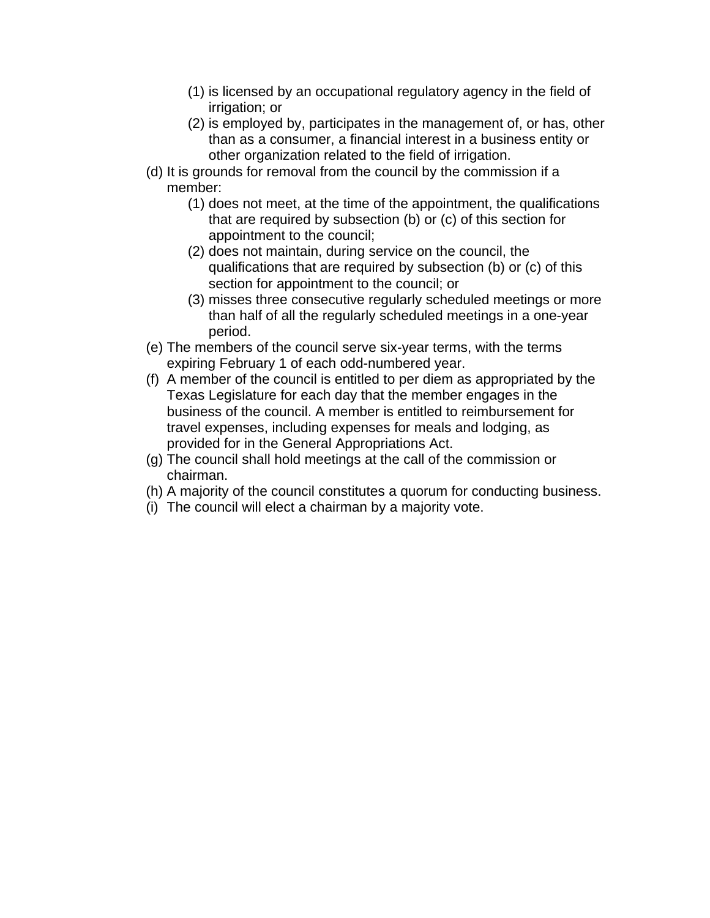(1) is licensed by an occupational regulatory agency in the field of irrigation; or
(2) is employed by, participates in the management of, or has, other than as a consumer, a financial interest in a business entity or other organization related to the field of irrigation.

(d) It is grounds for removal from the council by the commission if a member:
   (1) does not meet, at the time of the appointment, the qualifications that are required by subsection (b) or (c) of this section for appointment to the council;
   (2) does not maintain, during service on the council, the qualifications that are required by subsection (b) or (c) of this section for appointment to the council; or
   (3) misses three consecutive regularly scheduled meetings or more than half of all the regularly scheduled meetings in a one-year period.

(e) The members of the council serve six-year terms, with the terms expiring February 1 of each odd-numbered year.

(f) A member of the council is entitled to per diem as appropriated by the Texas Legislature for each day that the member engages in the business of the council. A member is entitled to reimbursement for travel expenses, including expenses for meals and lodging, as provided for in the General Appropriations Act.

(g) The council shall hold meetings at the call of the commission or chairman.

(h) A majority of the council constitutes a quorum for conducting business.

(i) The council will elect a chairman by a majority vote.